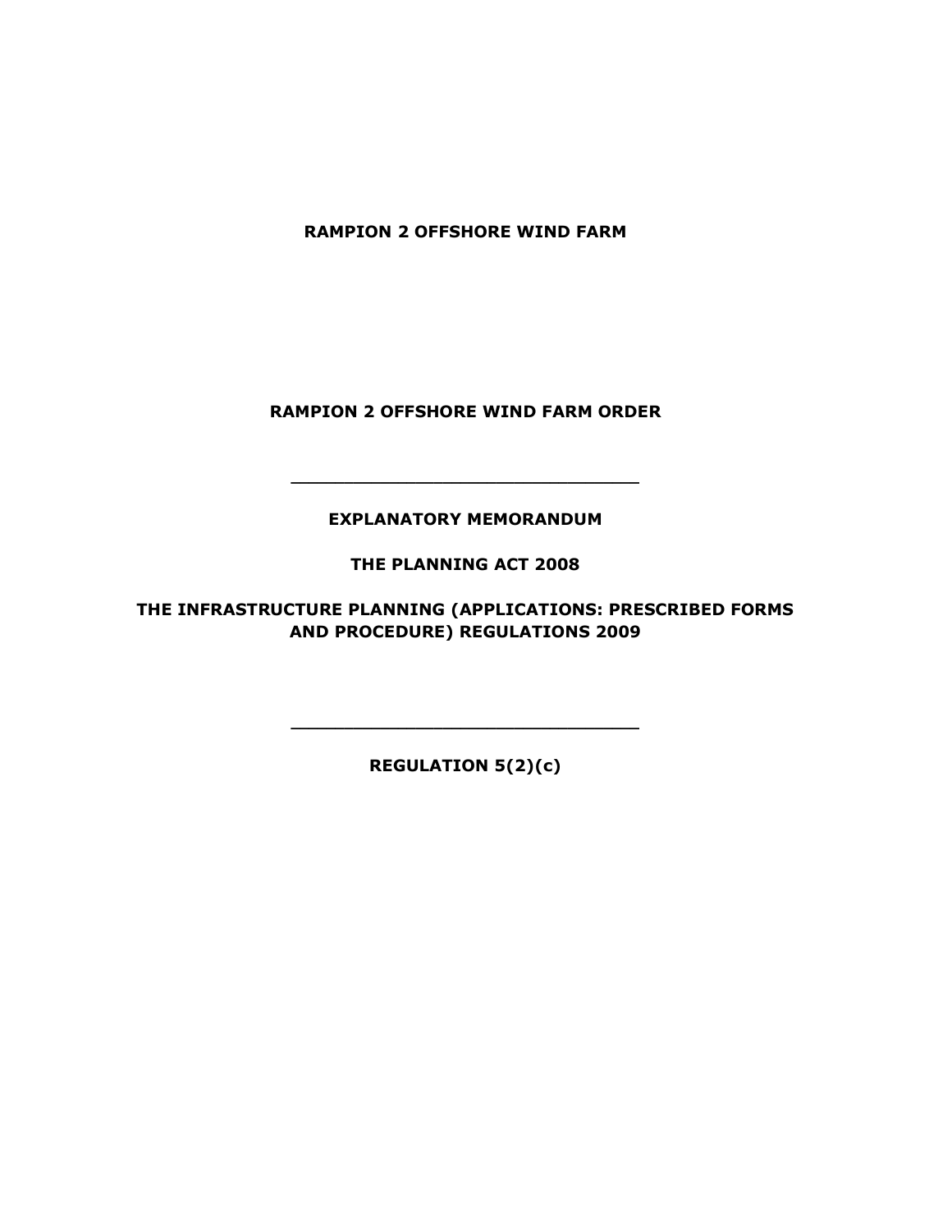**RAMPION 2 OFFSHORE WIND FARM**

**RAMPION 2 OFFSHORE WIND FARM ORDER**

---

**EXPLANATORY MEMORANDUM**

**THE PLANNING ACT 2008**

**THE INFRASTRUCTURE PLANNING (APPLICATIONS: PRESCRIBED FORMS AND PROCEDURE) REGULATIONS 2009**

---

**REGULATION 5(2)(c)**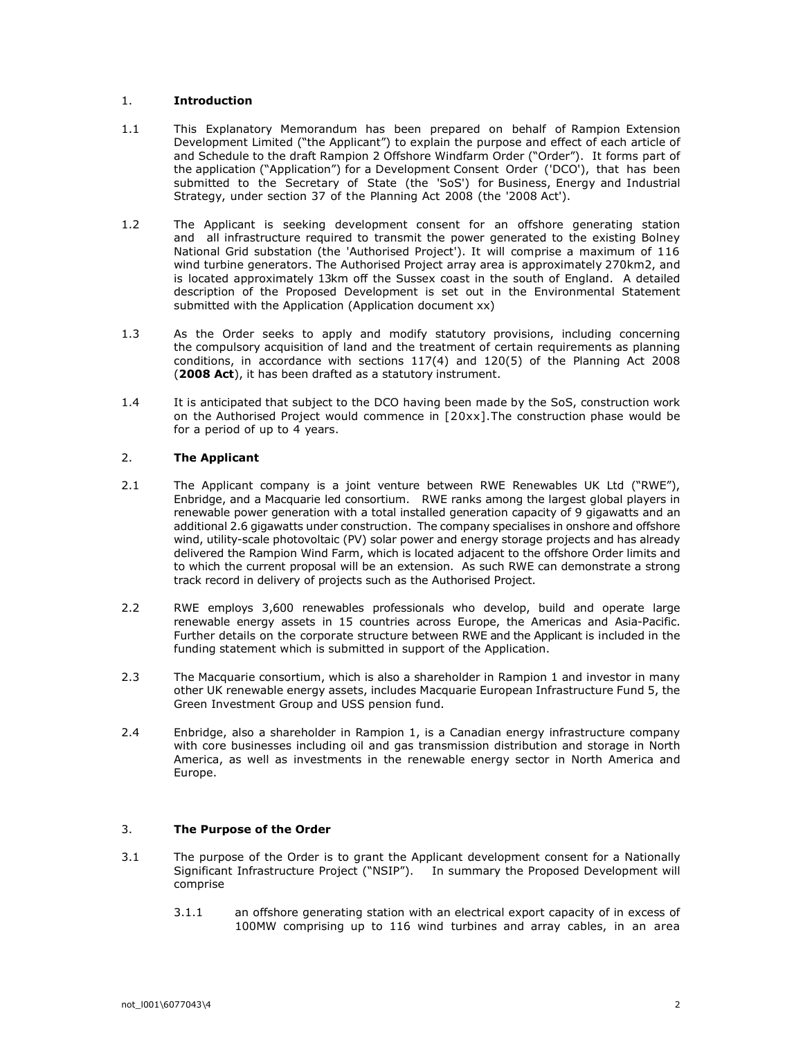## 1. **Introduction**

1.1 This Explanatory Memorandum has been prepared on behalf of Rampion Extension Development Limited ("the Applicant") to explain the purpose and effect of each article of and Schedule to the draft Rampion 2 Offshore Windfarm Order ("Order"). It forms part of the application ("Application") for a Development Consent Order ('DCO'), that has been submitted to the Secretary of State (the 'SoS') for Business, Energy and Industrial Strategy, under section 37 of the Planning Act 2008 (the '2008 Act').

1.2 The Applicant is seeking development consent for an offshore generating station and all infrastructure required to transmit the power generated to the existing Bolney National Grid substation (the 'Authorised Project'). It will comprise a maximum of 116 wind turbine generators. The Authorised Project array area is approximately 270km2, and is located approximately 13km off the Sussex coast in the south of England. A detailed description of the Proposed Development is set out in the Environmental Statement submitted with the Application (Application document xx)

1.3 As the Order seeks to apply and modify statutory provisions, including concerning the compulsory acquisition of land and the treatment of certain requirements as planning conditions, in accordance with sections 117(4) and 120(5) of the Planning Act 2008 (**2008 Act**), it has been drafted as a statutory instrument.

1.4 It is anticipated that subject to the DCO having been made by the SoS, construction work on the Authorised Project would commence in [20xx].The construction phase would be for a period of up to 4 years.

## 2. **The Applicant**

2.1 The Applicant company is a joint venture between RWE Renewables UK Ltd ("RWE"), Enbridge, and a Macquarie led consortium. RWE ranks among the largest global players in renewable power generation with a total installed generation capacity of 9 gigawatts and an additional 2.6 gigawatts under construction. The company specialises in onshore and offshore wind, utility-scale photovoltaic (PV) solar power and energy storage projects and has already delivered the Rampion Wind Farm, which is located adjacent to the offshore Order limits and to which the current proposal will be an extension. As such RWE can demonstrate a strong track record in delivery of projects such as the Authorised Project.

2.2 RWE employs 3,600 renewables professionals who develop, build and operate large renewable energy assets in 15 countries across Europe, the Americas and Asia-Pacific. Further details on the corporate structure between RWE and the Applicant is included in the funding statement which is submitted in support of the Application.

2.3 The Macquarie consortium, which is also a shareholder in Rampion 1 and investor in many other UK renewable energy assets, includes Macquarie European Infrastructure Fund 5, the Green Investment Group and USS pension fund.

2.4 Enbridge, also a shareholder in Rampion 1, is a Canadian energy infrastructure company with core businesses including oil and gas transmission distribution and storage in North America, as well as investments in the renewable energy sector in North America and Europe.

## 3. **The Purpose of the Order**

3.1 The purpose of the Order is to grant the Applicant development consent for a Nationally Significant Infrastructure Project ("NSIP"). In summary the Proposed Development will comprise

3.1.1 an offshore generating station with an electrical export capacity of in excess of 100MW comprising up to 116 wind turbines and array cables, in an area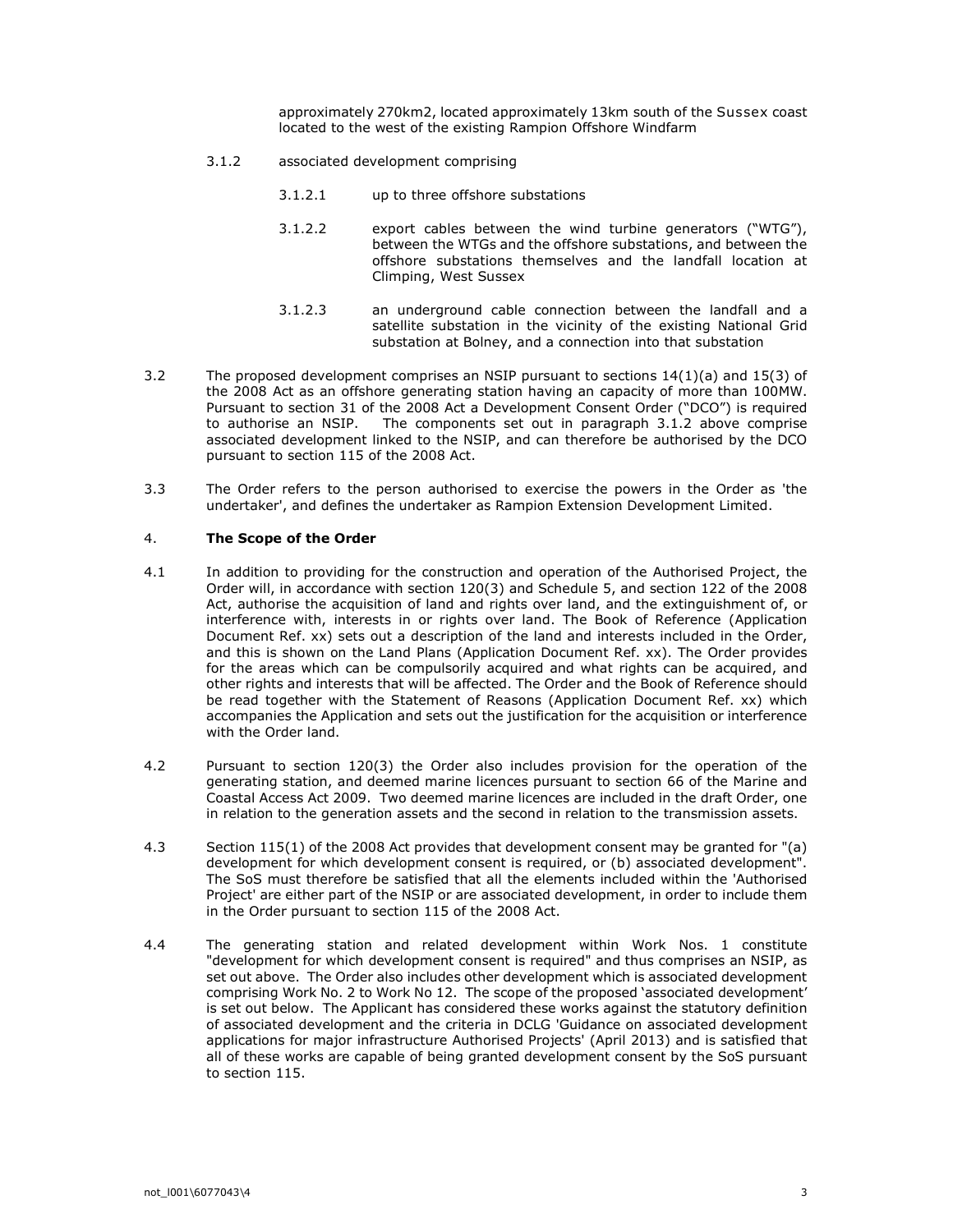approximately 270km2, located approximately 13km south of the Sussex coast located to the west of the existing Rampion Offshore Windfarm

3.1.2 associated development comprising

3.1.2.1 up to three offshore substations

3.1.2.2 export cables between the wind turbine generators ("WTG"), between the WTGs and the offshore substations, and between the offshore substations themselves and the landfall location at Climping, West Sussex

3.1.2.3 an underground cable connection between the landfall and a satellite substation in the vicinity of the existing National Grid substation at Bolney, and a connection into that substation

3.2 The proposed development comprises an NSIP pursuant to sections 14(1)(a) and 15(3) of the 2008 Act as an offshore generating station having an capacity of more than 100MW. Pursuant to section 31 of the 2008 Act a Development Consent Order ("DCO") is required to authorise an NSIP. The components set out in paragraph 3.1.2 above comprise associated development linked to the NSIP, and can therefore be authorised by the DCO pursuant to section 115 of the 2008 Act.

3.3 The Order refers to the person authorised to exercise the powers in the Order as 'the undertaker', and defines the undertaker as Rampion Extension Development Limited.

## 4. **The Scope of the Order**

4.1 In addition to providing for the construction and operation of the Authorised Project, the Order will, in accordance with section 120(3) and Schedule 5, and section 122 of the 2008 Act, authorise the acquisition of land and rights over land, and the extinguishment of, or interference with, interests in or rights over land. The Book of Reference (Application Document Ref. xx) sets out a description of the land and interests included in the Order, and this is shown on the Land Plans (Application Document Ref. xx). The Order provides for the areas which can be compulsorily acquired and what rights can be acquired, and other rights and interests that will be affected. The Order and the Book of Reference should be read together with the Statement of Reasons (Application Document Ref. xx) which accompanies the Application and sets out the justification for the acquisition or interference with the Order land.

4.2 Pursuant to section 120(3) the Order also includes provision for the operation of the generating station, and deemed marine licences pursuant to section 66 of the Marine and Coastal Access Act 2009. Two deemed marine licences are included in the draft Order, one in relation to the generation assets and the second in relation to the transmission assets.

4.3 Section 115(1) of the 2008 Act provides that development consent may be granted for "(a) development for which development consent is required, or (b) associated development". The SoS must therefore be satisfied that all the elements included within the 'Authorised Project' are either part of the NSIP or are associated development, in order to include them in the Order pursuant to section 115 of the 2008 Act.

4.4 The generating station and related development within Work Nos. 1 constitute "development for which development consent is required" and thus comprises an NSIP, as set out above. The Order also includes other development which is associated development comprising Work No. 2 to Work No 12. The scope of the proposed 'associated development' is set out below. The Applicant has considered these works against the statutory definition of associated development and the criteria in DCLG 'Guidance on associated development applications for major infrastructure Authorised Projects' (April 2013) and is satisfied that all of these works are capable of being granted development consent by the SoS pursuant to section 115.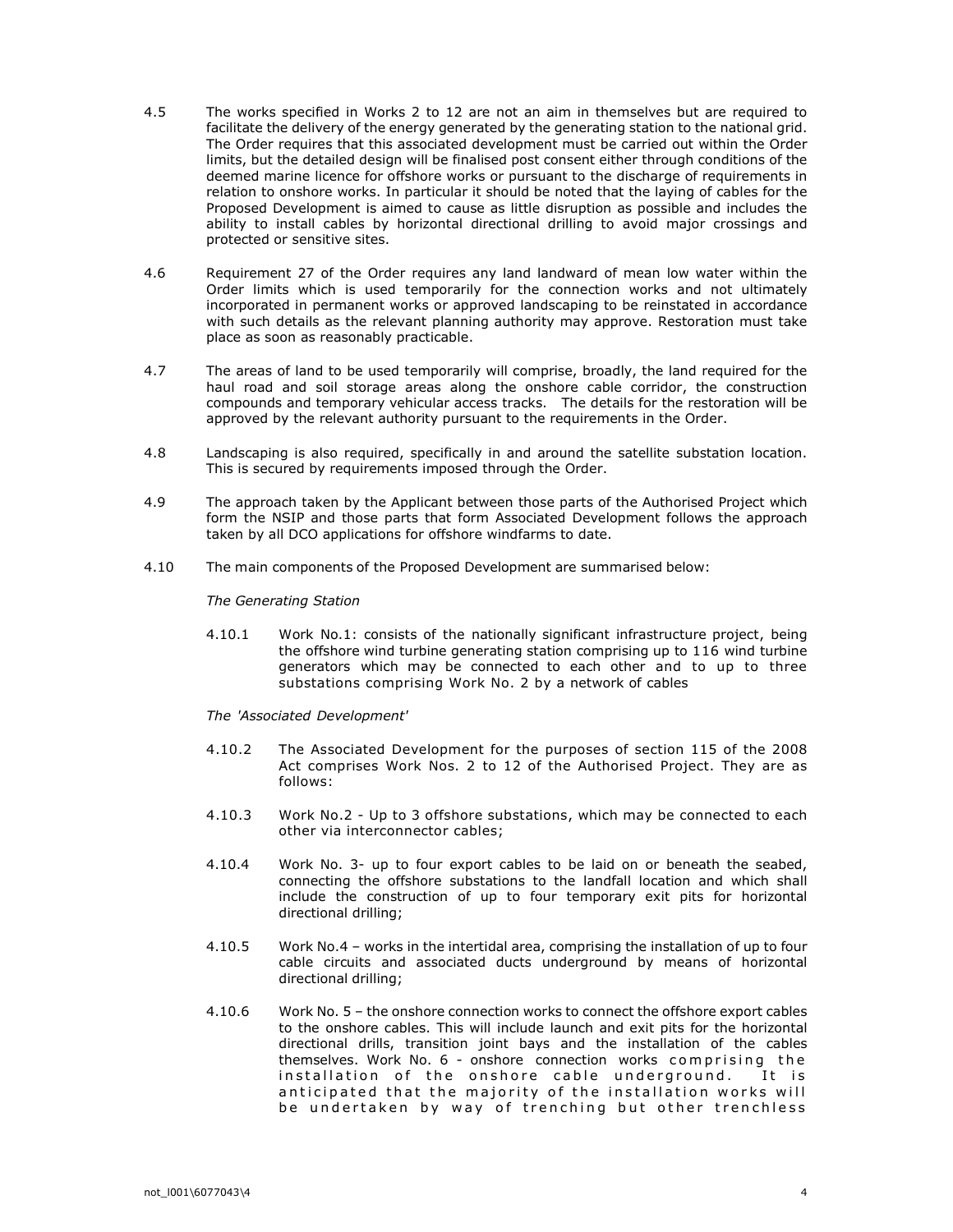4.5 The works specified in Works 2 to 12 are not an aim in themselves but are required to facilitate the delivery of the energy generated by the generating station to the national grid. The Order requires that this associated development must be carried out within the Order limits, but the detailed design will be finalised post consent either through conditions of the deemed marine licence for offshore works or pursuant to the discharge of requirements in relation to onshore works. In particular it should be noted that the laying of cables for the Proposed Development is aimed to cause as little disruption as possible and includes the ability to install cables by horizontal directional drilling to avoid major crossings and protected or sensitive sites.

4.6 Requirement 27 of the Order requires any land landward of mean low water within the Order limits which is used temporarily for the connection works and not ultimately incorporated in permanent works or approved landscaping to be reinstated in accordance with such details as the relevant planning authority may approve. Restoration must take place as soon as reasonably practicable.

4.7 The areas of land to be used temporarily will comprise, broadly, the land required for the haul road and soil storage areas along the onshore cable corridor, the construction compounds and temporary vehicular access tracks. The details for the restoration will be approved by the relevant authority pursuant to the requirements in the Order.

4.8 Landscaping is also required, specifically in and around the satellite substation location. This is secured by requirements imposed through the Order.

4.9 The approach taken by the Applicant between those parts of the Authorised Project which form the NSIP and those parts that form Associated Development follows the approach taken by all DCO applications for offshore windfarms to date.

4.10 The main components of the Proposed Development are summarised below:

*The Generating Station*

4.10.1 Work No.1: consists of the nationally significant infrastructure project, being the offshore wind turbine generating station comprising up to 116 wind turbine generators which may be connected to each other and to up to three substations comprising Work No. 2 by a network of cables

*The 'Associated Development'*

4.10.2 The Associated Development for the purposes of section 115 of the 2008 Act comprises Work Nos. 2 to 12 of the Authorised Project. They are as follows:

4.10.3 Work No.2 - Up to 3 offshore substations, which may be connected to each other via interconnector cables;

4.10.4 Work No. 3- up to four export cables to be laid on or beneath the seabed, connecting the offshore substations to the landfall location and which shall include the construction of up to four temporary exit pits for horizontal directional drilling;

4.10.5 Work No.4 – works in the intertidal area, comprising the installation of up to four cable circuits and associated ducts underground by means of horizontal directional drilling;

4.10.6 Work No. 5 – the onshore connection works to connect the offshore export cables to the onshore cables. This will include launch and exit pits for the horizontal directional drills, transition joint bays and the installation of the cables themselves. Work No. 6 - onshore connection works comprising the installation of the onshore cable underground. It is anticipated that the majority of the installation works will be undertaken by way of trenching but other trenchless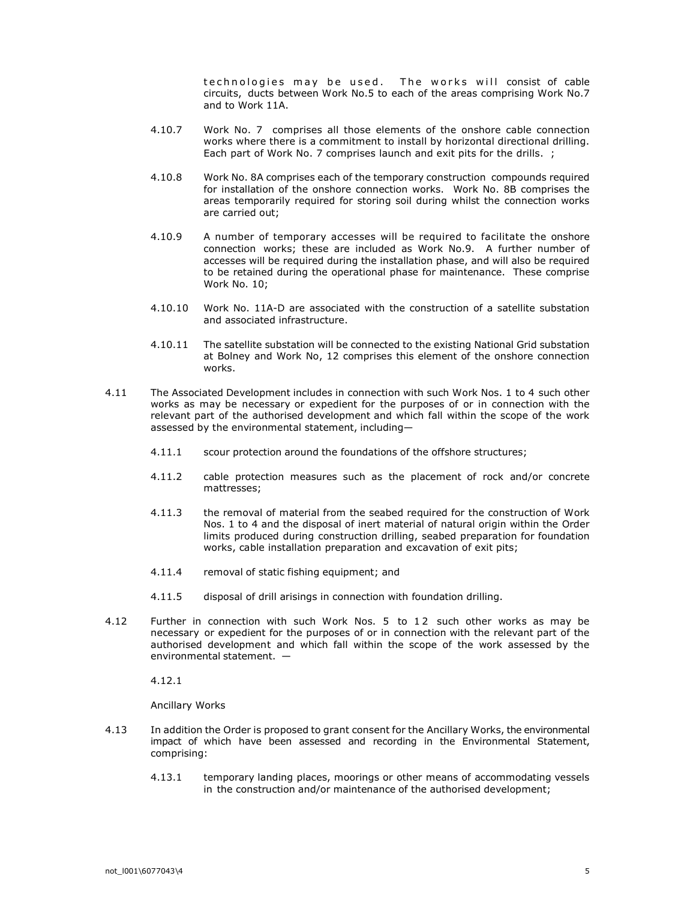technologies may be used. The works will consist of cable circuits, ducts between Work No.5 to each of the areas comprising Work No.7 and to Work 11A.

4.10.7 Work No. 7 comprises all those elements of the onshore cable connection works where there is a commitment to install by horizontal directional drilling. Each part of Work No. 7 comprises launch and exit pits for the drills. ;

4.10.8 Work No. 8A comprises each of the temporary construction compounds required for installation of the onshore connection works. Work No. 8B comprises the areas temporarily required for storing soil during whilst the connection works are carried out;

4.10.9 A number of temporary accesses will be required to facilitate the onshore connection works; these are included as Work No.9. A further number of accesses will be required during the installation phase, and will also be required to be retained during the operational phase for maintenance. These comprise Work No. 10;

4.10.10 Work No. 11A-D are associated with the construction of a satellite substation and associated infrastructure.

4.10.11 The satellite substation will be connected to the existing National Grid substation at Bolney and Work No, 12 comprises this element of the onshore connection works.

4.11 The Associated Development includes in connection with such Work Nos. 1 to 4 such other works as may be necessary or expedient for the purposes of or in connection with the relevant part of the authorised development and which fall within the scope of the work assessed by the environmental statement, including—

4.11.1 scour protection around the foundations of the offshore structures;

4.11.2 cable protection measures such as the placement of rock and/or concrete mattresses;

4.11.3 the removal of material from the seabed required for the construction of Work Nos. 1 to 4 and the disposal of inert material of natural origin within the Order limits produced during construction drilling, seabed preparation for foundation works, cable installation preparation and excavation of exit pits;

4.11.4 removal of static fishing equipment; and

4.11.5 disposal of drill arisings in connection with foundation drilling.

4.12 Further in connection with such Work Nos. 5 to 12 such other works as may be necessary or expedient for the purposes of or in connection with the relevant part of the authorised development and which fall within the scope of the work assessed by the environmental statement. —

4.12.1

Ancillary Works

4.13 In addition the Order is proposed to grant consent for the Ancillary Works, the environmental impact of which have been assessed and recording in the Environmental Statement, comprising:

4.13.1 temporary landing places, moorings or other means of accommodating vessels in the construction and/or maintenance of the authorised development;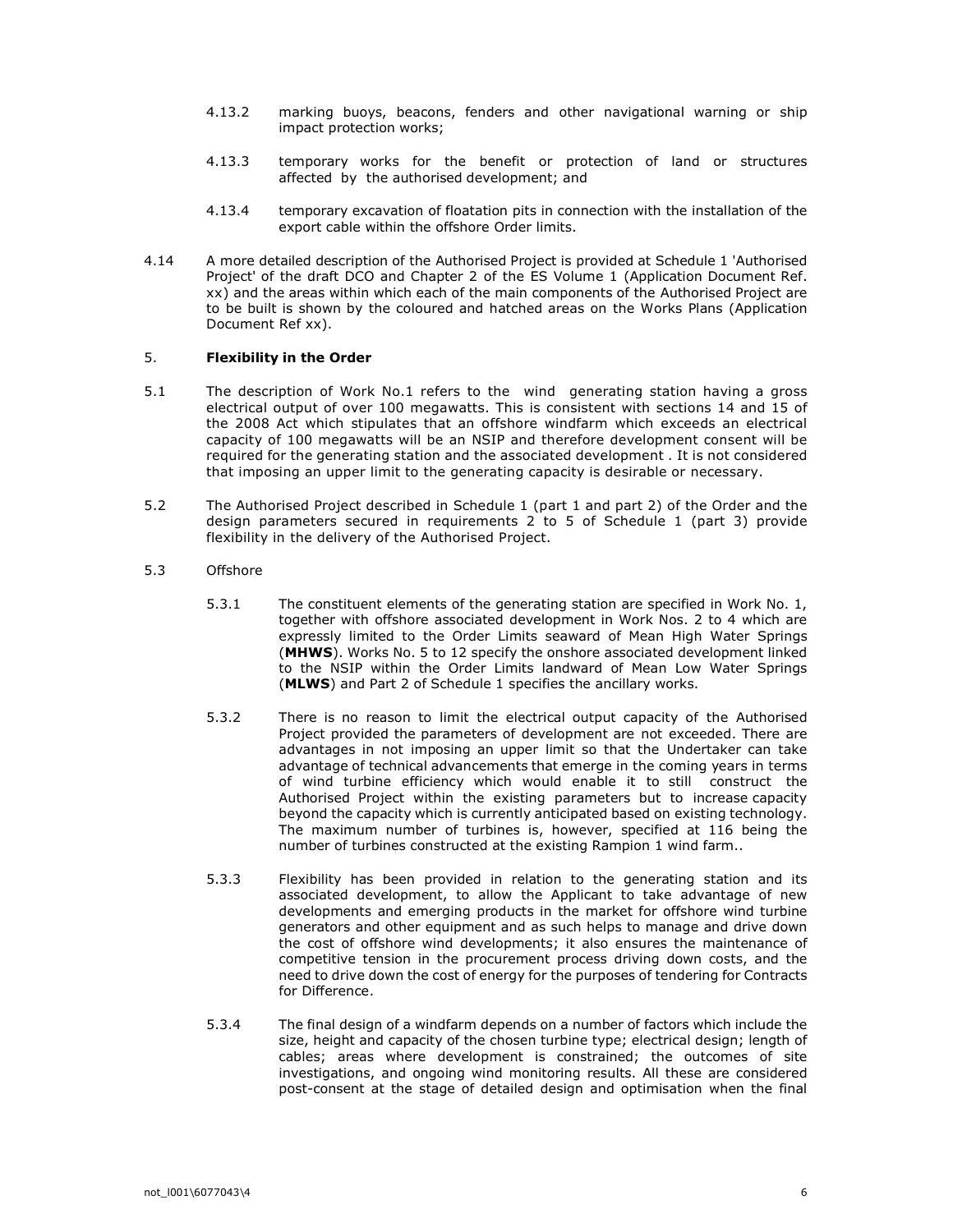4.13.2 marking buoys, beacons, fenders and other navigational warning or ship impact protection works;

4.13.3 temporary works for the benefit or protection of land or structures affected by the authorised development; and

4.13.4 temporary excavation of floatation pits in connection with the installation of the export cable within the offshore Order limits.

4.14 A more detailed description of the Authorised Project is provided at Schedule 1 'Authorised Project' of the draft DCO and Chapter 2 of the ES Volume 1 (Application Document Ref. xx) and the areas within which each of the main components of the Authorised Project are to be built is shown by the coloured and hatched areas on the Works Plans (Application Document Ref xx).

## 5. **Flexibility in the Order**

5.1 The description of Work No.1 refers to the wind generating station having a gross electrical output of over 100 megawatts. This is consistent with sections 14 and 15 of the 2008 Act which stipulates that an offshore windfarm which exceeds an electrical capacity of 100 megawatts will be an NSIP and therefore development consent will be required for the generating station and the associated development . It is not considered that imposing an upper limit to the generating capacity is desirable or necessary.

5.2 The Authorised Project described in Schedule 1 (part 1 and part 2) of the Order and the design parameters secured in requirements 2 to 5 of Schedule 1 (part 3) provide flexibility in the delivery of the Authorised Project.

5.3 Offshore

5.3.1 The constituent elements of the generating station are specified in Work No. 1, together with offshore associated development in Work Nos. 2 to 4 which are expressly limited to the Order Limits seaward of Mean High Water Springs (**MHWS**). Works No. 5 to 12 specify the onshore associated development linked to the NSIP within the Order Limits landward of Mean Low Water Springs (**MLWS**) and Part 2 of Schedule 1 specifies the ancillary works.

5.3.2 There is no reason to limit the electrical output capacity of the Authorised Project provided the parameters of development are not exceeded. There are advantages in not imposing an upper limit so that the Undertaker can take advantage of technical advancements that emerge in the coming years in terms of wind turbine efficiency which would enable it to still construct the Authorised Project within the existing parameters but to increase capacity beyond the capacity which is currently anticipated based on existing technology. The maximum number of turbines is, however, specified at 116 being the number of turbines constructed at the existing Rampion 1 wind farm..

5.3.3 Flexibility has been provided in relation to the generating station and its associated development, to allow the Applicant to take advantage of new developments and emerging products in the market for offshore wind turbine generators and other equipment and as such helps to manage and drive down the cost of offshore wind developments; it also ensures the maintenance of competitive tension in the procurement process driving down costs, and the need to drive down the cost of energy for the purposes of tendering for Contracts for Difference.

5.3.4 The final design of a windfarm depends on a number of factors which include the size, height and capacity of the chosen turbine type; electrical design; length of cables; areas where development is constrained; the outcomes of site investigations, and ongoing wind monitoring results. All these are considered post-consent at the stage of detailed design and optimisation when the final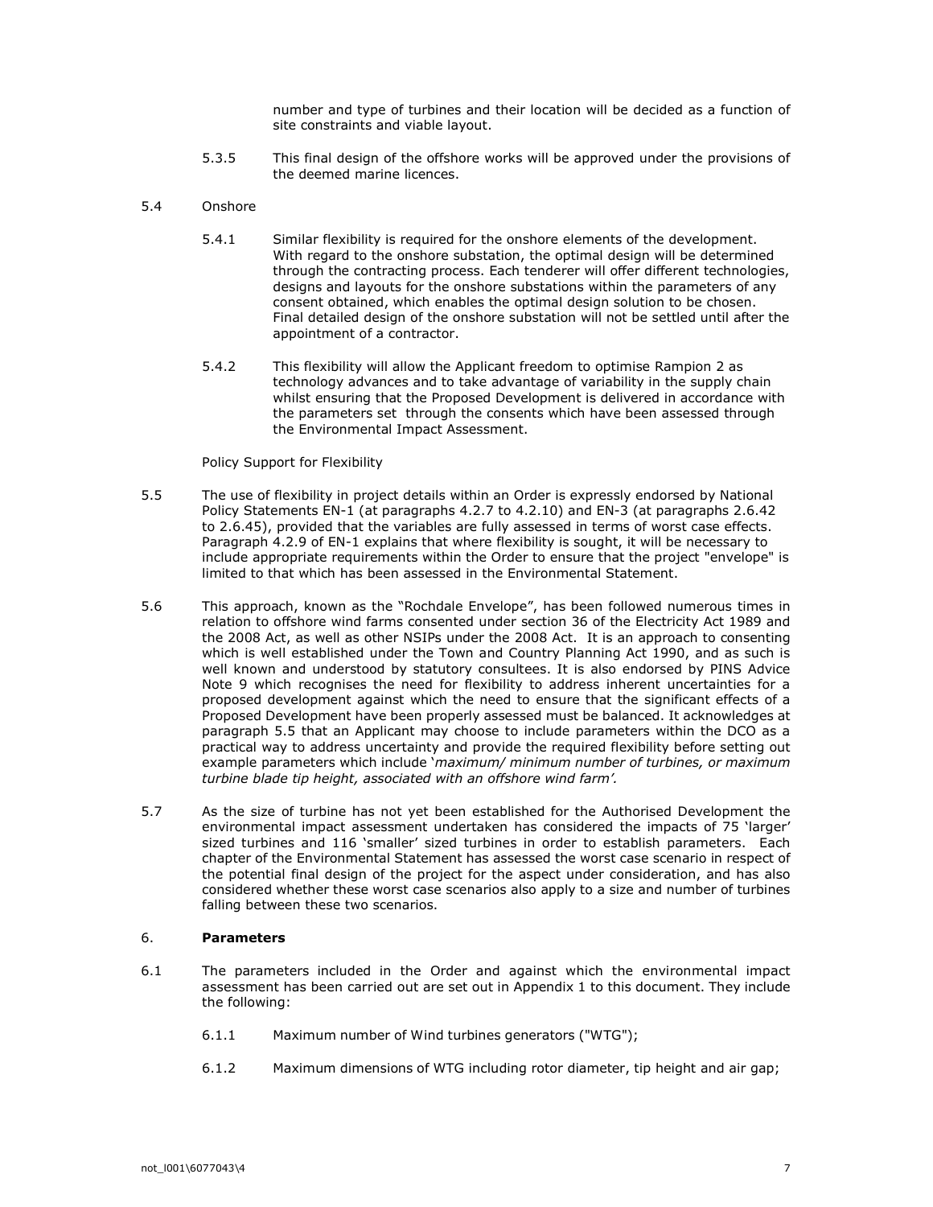number and type of turbines and their location will be decided as a function of site constraints and viable layout.

5.3.5 This final design of the offshore works will be approved under the provisions of the deemed marine licences.

5.4 Onshore

5.4.1 Similar flexibility is required for the onshore elements of the development. With regard to the onshore substation, the optimal design will be determined through the contracting process. Each tenderer will offer different technologies, designs and layouts for the onshore substations within the parameters of any consent obtained, which enables the optimal design solution to be chosen. Final detailed design of the onshore substation will not be settled until after the appointment of a contractor.

5.4.2 This flexibility will allow the Applicant freedom to optimise Rampion 2 as technology advances and to take advantage of variability in the supply chain whilst ensuring that the Proposed Development is delivered in accordance with the parameters set through the consents which have been assessed through the Environmental Impact Assessment.

Policy Support for Flexibility

5.5 The use of flexibility in project details within an Order is expressly endorsed by National Policy Statements EN-1 (at paragraphs 4.2.7 to 4.2.10) and EN-3 (at paragraphs 2.6.42 to 2.6.45), provided that the variables are fully assessed in terms of worst case effects. Paragraph 4.2.9 of EN-1 explains that where flexibility is sought, it will be necessary to include appropriate requirements within the Order to ensure that the project "envelope" is limited to that which has been assessed in the Environmental Statement.

5.6 This approach, known as the "Rochdale Envelope", has been followed numerous times in relation to offshore wind farms consented under section 36 of the Electricity Act 1989 and the 2008 Act, as well as other NSIPs under the 2008 Act. It is an approach to consenting which is well established under the Town and Country Planning Act 1990, and as such is well known and understood by statutory consultees. It is also endorsed by PINS Advice Note 9 which recognises the need for flexibility to address inherent uncertainties for a proposed development against which the need to ensure that the significant effects of a Proposed Development have been properly assessed must be balanced. It acknowledges at paragraph 5.5 that an Applicant may choose to include parameters within the DCO as a practical way to address uncertainty and provide the required flexibility before setting out example parameters which include '*maximum/ minimum number of turbines, or maximum turbine blade tip height, associated with an offshore wind farm'.*

5.7 As the size of turbine has not yet been established for the Authorised Development the environmental impact assessment undertaken has considered the impacts of 75 'larger' sized turbines and 116 'smaller' sized turbines in order to establish parameters. Each chapter of the Environmental Statement has assessed the worst case scenario in respect of the potential final design of the project for the aspect under consideration, and has also considered whether these worst case scenarios also apply to a size and number of turbines falling between these two scenarios.

## 6. **Parameters**

6.1 The parameters included in the Order and against which the environmental impact assessment has been carried out are set out in Appendix 1 to this document. They include the following:

6.1.1 Maximum number of Wind turbines generators ("WTG");

6.1.2 Maximum dimensions of WTG including rotor diameter, tip height and air gap;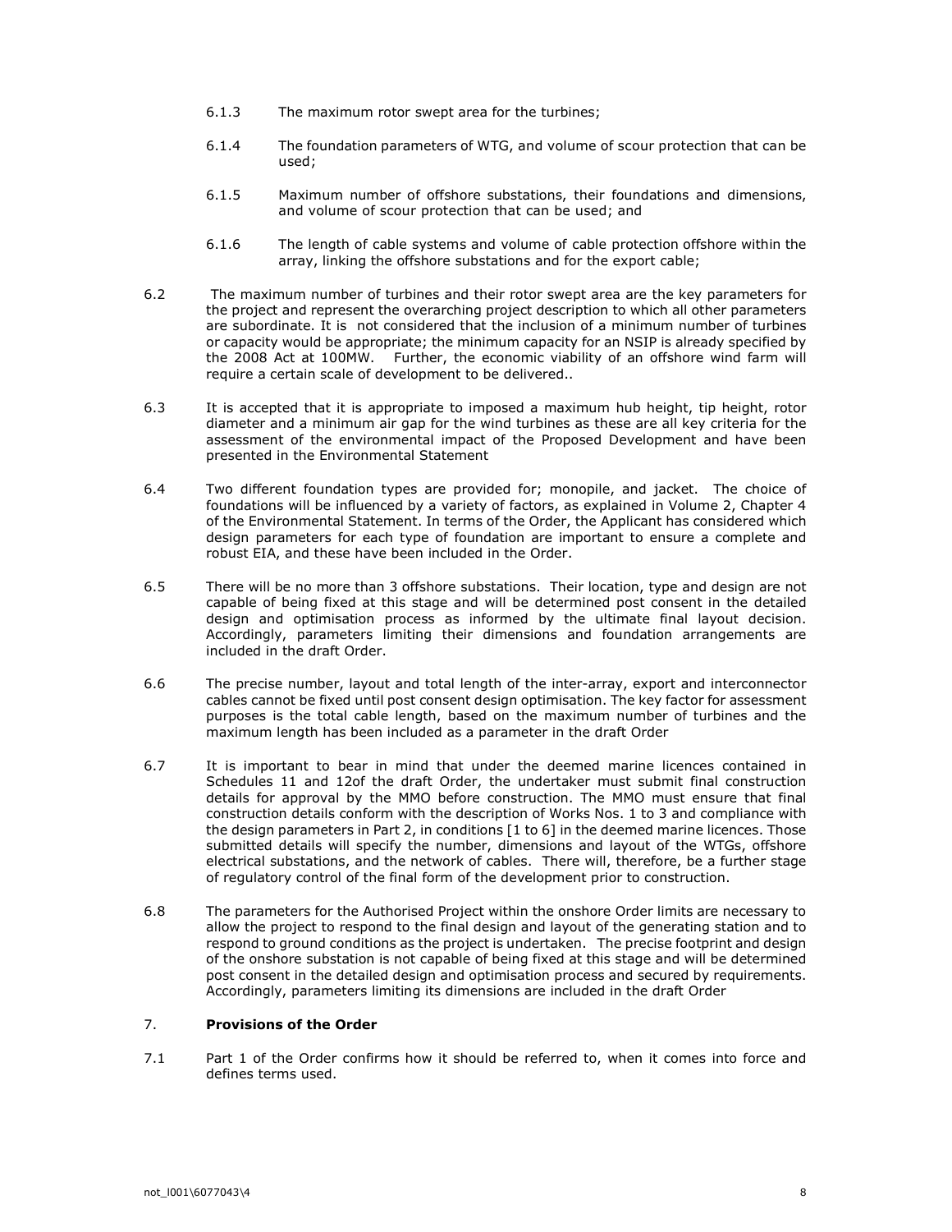6.1.3 The maximum rotor swept area for the turbines;

6.1.4 The foundation parameters of WTG, and volume of scour protection that can be used;

6.1.5 Maximum number of offshore substations, their foundations and dimensions, and volume of scour protection that can be used; and

6.1.6 The length of cable systems and volume of cable protection offshore within the array, linking the offshore substations and for the export cable;

6.2 The maximum number of turbines and their rotor swept area are the key parameters for the project and represent the overarching project description to which all other parameters are subordinate. It is not considered that the inclusion of a minimum number of turbines or capacity would be appropriate; the minimum capacity for an NSIP is already specified by the 2008 Act at 100MW. Further, the economic viability of an offshore wind farm will require a certain scale of development to be delivered..

6.3 It is accepted that it is appropriate to imposed a maximum hub height, tip height, rotor diameter and a minimum air gap for the wind turbines as these are all key criteria for the assessment of the environmental impact of the Proposed Development and have been presented in the Environmental Statement

6.4 Two different foundation types are provided for; monopile, and jacket. The choice of foundations will be influenced by a variety of factors, as explained in Volume 2, Chapter 4 of the Environmental Statement. In terms of the Order, the Applicant has considered which design parameters for each type of foundation are important to ensure a complete and robust EIA, and these have been included in the Order.

6.5 There will be no more than 3 offshore substations. Their location, type and design are not capable of being fixed at this stage and will be determined post consent in the detailed design and optimisation process as informed by the ultimate final layout decision. Accordingly, parameters limiting their dimensions and foundation arrangements are included in the draft Order.

6.6 The precise number, layout and total length of the inter-array, export and interconnector cables cannot be fixed until post consent design optimisation. The key factor for assessment purposes is the total cable length, based on the maximum number of turbines and the maximum length has been included as a parameter in the draft Order

6.7 It is important to bear in mind that under the deemed marine licences contained in Schedules 11 and 12of the draft Order, the undertaker must submit final construction details for approval by the MMO before construction. The MMO must ensure that final construction details conform with the description of Works Nos. 1 to 3 and compliance with the design parameters in Part 2, in conditions [1 to 6] in the deemed marine licences. Those submitted details will specify the number, dimensions and layout of the WTGs, offshore electrical substations, and the network of cables. There will, therefore, be a further stage of regulatory control of the final form of the development prior to construction.

6.8 The parameters for the Authorised Project within the onshore Order limits are necessary to allow the project to respond to the final design and layout of the generating station and to respond to ground conditions as the project is undertaken. The precise footprint and design of the onshore substation is not capable of being fixed at this stage and will be determined post consent in the detailed design and optimisation process and secured by requirements. Accordingly, parameters limiting its dimensions are included in the draft Order

## 7. **Provisions of the Order**

7.1 Part 1 of the Order confirms how it should be referred to, when it comes into force and defines terms used.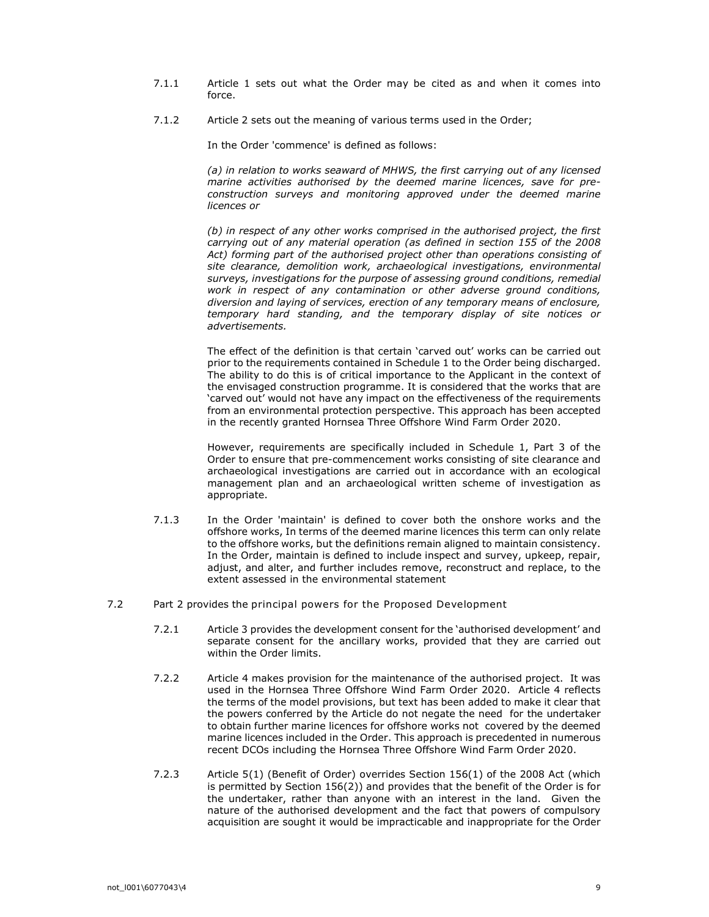7.1.1 Article 1 sets out what the Order may be cited as and when it comes into force.

7.1.2 Article 2 sets out the meaning of various terms used in the Order;

In the Order 'commence' is defined as follows:

*(a) in relation to works seaward of MHWS, the first carrying out of any licensed marine activities authorised by the deemed marine licences, save for pre-construction surveys and monitoring approved under the deemed marine licences or*

*(b) in respect of any other works comprised in the authorised project, the first carrying out of any material operation (as defined in section 155 of the 2008 Act) forming part of the authorised project other than operations consisting of site clearance, demolition work, archaeological investigations, environmental surveys, investigations for the purpose of assessing ground conditions, remedial work in respect of any contamination or other adverse ground conditions, diversion and laying of services, erection of any temporary means of enclosure, temporary hard standing, and the temporary display of site notices or advertisements.*

The effect of the definition is that certain 'carved out' works can be carried out prior to the requirements contained in Schedule 1 to the Order being discharged. The ability to do this is of critical importance to the Applicant in the context of the envisaged construction programme. It is considered that the works that are 'carved out' would not have any impact on the effectiveness of the requirements from an environmental protection perspective. This approach has been accepted in the recently granted Hornsea Three Offshore Wind Farm Order 2020.

However, requirements are specifically included in Schedule 1, Part 3 of the Order to ensure that pre-commencement works consisting of site clearance and archaeological investigations are carried out in accordance with an ecological management plan and an archaeological written scheme of investigation as appropriate.

7.1.3 In the Order 'maintain' is defined to cover both the onshore works and the offshore works, In terms of the deemed marine licences this term can only relate to the offshore works, but the definitions remain aligned to maintain consistency. In the Order, maintain is defined to include inspect and survey, upkeep, repair, adjust, and alter, and further includes remove, reconstruct and replace, to the extent assessed in the environmental statement

7.2 Part 2 provides the principal powers for the Proposed Development

7.2.1 Article 3 provides the development consent for the 'authorised development' and separate consent for the ancillary works, provided that they are carried out within the Order limits.

7.2.2 Article 4 makes provision for the maintenance of the authorised project. It was used in the Hornsea Three Offshore Wind Farm Order 2020. Article 4 reflects the terms of the model provisions, but text has been added to make it clear that the powers conferred by the Article do not negate the need for the undertaker to obtain further marine licences for offshore works not covered by the deemed marine licences included in the Order. This approach is precedented in numerous recent DCOs including the Hornsea Three Offshore Wind Farm Order 2020.

7.2.3 Article 5(1) (Benefit of Order) overrides Section 156(1) of the 2008 Act (which is permitted by Section 156(2)) and provides that the benefit of the Order is for the undertaker, rather than anyone with an interest in the land. Given the nature of the authorised development and the fact that powers of compulsory acquisition are sought it would be impracticable and inappropriate for the Order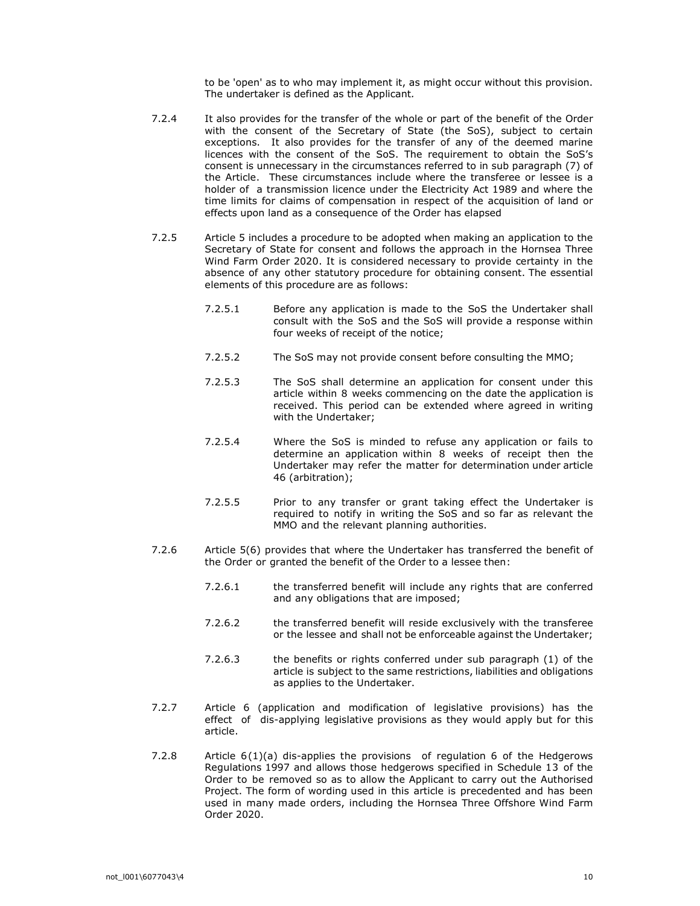to be 'open' as to who may implement it, as might occur without this provision. The undertaker is defined as the Applicant.

7.2.4 It also provides for the transfer of the whole or part of the benefit of the Order with the consent of the Secretary of State (the SoS), subject to certain exceptions. It also provides for the transfer of any of the deemed marine licences with the consent of the SoS. The requirement to obtain the SoS's consent is unnecessary in the circumstances referred to in sub paragraph (7) of the Article. These circumstances include where the transferee or lessee is a holder of a transmission licence under the Electricity Act 1989 and where the time limits for claims of compensation in respect of the acquisition of land or effects upon land as a consequence of the Order has elapsed

7.2.5 Article 5 includes a procedure to be adopted when making an application to the Secretary of State for consent and follows the approach in the Hornsea Three Wind Farm Order 2020. It is considered necessary to provide certainty in the absence of any other statutory procedure for obtaining consent. The essential elements of this procedure are as follows:

7.2.5.1 Before any application is made to the SoS the Undertaker shall consult with the SoS and the SoS will provide a response within four weeks of receipt of the notice;

7.2.5.2 The SoS may not provide consent before consulting the MMO;

7.2.5.3 The SoS shall determine an application for consent under this article within 8 weeks commencing on the date the application is received. This period can be extended where agreed in writing with the Undertaker;

7.2.5.4 Where the SoS is minded to refuse any application or fails to determine an application within 8 weeks of receipt then the Undertaker may refer the matter for determination under article 46 (arbitration);

7.2.5.5 Prior to any transfer or grant taking effect the Undertaker is required to notify in writing the SoS and so far as relevant the MMO and the relevant planning authorities.

7.2.6 Article 5(6) provides that where the Undertaker has transferred the benefit of the Order or granted the benefit of the Order to a lessee then:

7.2.6.1 the transferred benefit will include any rights that are conferred and any obligations that are imposed;

7.2.6.2 the transferred benefit will reside exclusively with the transferee or the lessee and shall not be enforceable against the Undertaker;

7.2.6.3 the benefits or rights conferred under sub paragraph (1) of the article is subject to the same restrictions, liabilities and obligations as applies to the Undertaker.

7.2.7 Article 6 (application and modification of legislative provisions) has the effect of dis-applying legislative provisions as they would apply but for this article.

7.2.8 Article 6(1)(a) dis-applies the provisions of regulation 6 of the Hedgerows Regulations 1997 and allows those hedgerows specified in Schedule 13 of the Order to be removed so as to allow the Applicant to carry out the Authorised Project. The form of wording used in this article is precedented and has been used in many made orders, including the Hornsea Three Offshore Wind Farm Order 2020.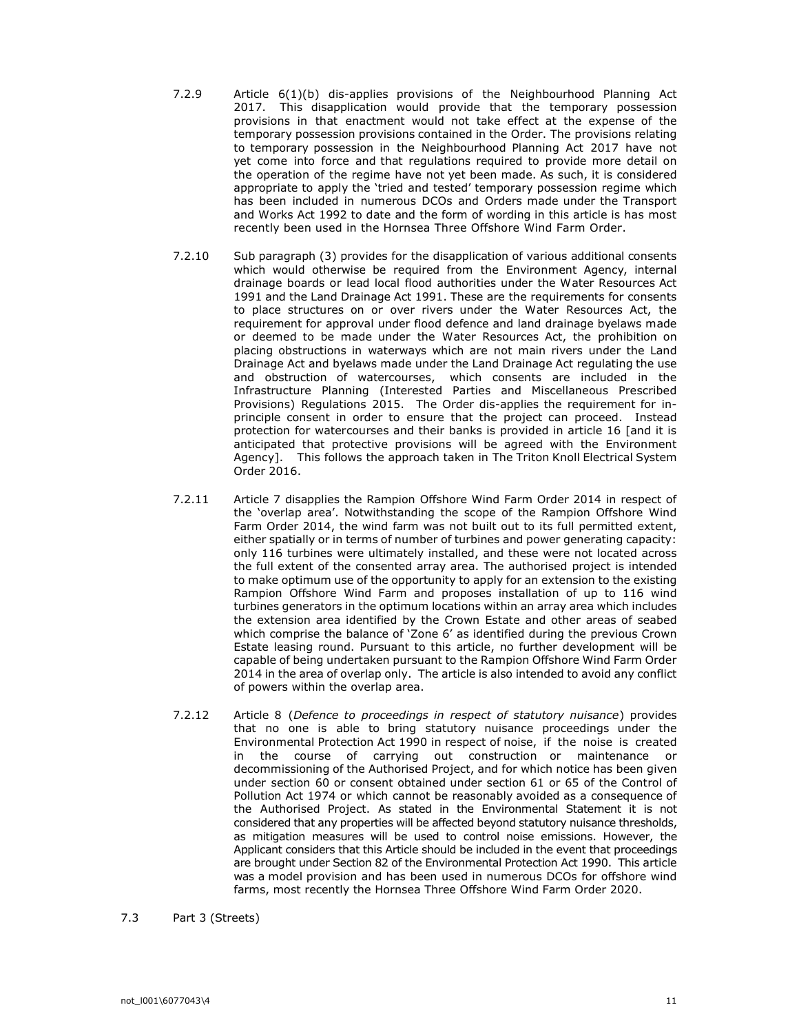7.2.9 Article 6(1)(b) dis-applies provisions of the Neighbourhood Planning Act 2017. This disapplication would provide that the temporary possession provisions in that enactment would not take effect at the expense of the temporary possession provisions contained in the Order. The provisions relating to temporary possession in the Neighbourhood Planning Act 2017 have not yet come into force and that regulations required to provide more detail on the operation of the regime have not yet been made. As such, it is considered appropriate to apply the 'tried and tested' temporary possession regime which has been included in numerous DCOs and Orders made under the Transport and Works Act 1992 to date and the form of wording in this article is has most recently been used in the Hornsea Three Offshore Wind Farm Order.

7.2.10 Sub paragraph (3) provides for the disapplication of various additional consents which would otherwise be required from the Environment Agency, internal drainage boards or lead local flood authorities under the Water Resources Act 1991 and the Land Drainage Act 1991. These are the requirements for consents to place structures on or over rivers under the Water Resources Act, the requirement for approval under flood defence and land drainage byelaws made or deemed to be made under the Water Resources Act, the prohibition on placing obstructions in waterways which are not main rivers under the Land Drainage Act and byelaws made under the Land Drainage Act regulating the use and obstruction of watercourses, which consents are included in the Infrastructure Planning (Interested Parties and Miscellaneous Prescribed Provisions) Regulations 2015. The Order dis-applies the requirement for in-principle consent in order to ensure that the project can proceed. Instead protection for watercourses and their banks is provided in article 16 [and it is anticipated that protective provisions will be agreed with the Environment Agency]. This follows the approach taken in The Triton Knoll Electrical System Order 2016.

7.2.11 Article 7 disapplies the Rampion Offshore Wind Farm Order 2014 in respect of the 'overlap area'. Notwithstanding the scope of the Rampion Offshore Wind Farm Order 2014, the wind farm was not built out to its full permitted extent, either spatially or in terms of number of turbines and power generating capacity: only 116 turbines were ultimately installed, and these were not located across the full extent of the consented array area. The authorised project is intended to make optimum use of the opportunity to apply for an extension to the existing Rampion Offshore Wind Farm and proposes installation of up to 116 wind turbines generators in the optimum locations within an array area which includes the extension area identified by the Crown Estate and other areas of seabed which comprise the balance of 'Zone 6' as identified during the previous Crown Estate leasing round. Pursuant to this article, no further development will be capable of being undertaken pursuant to the Rampion Offshore Wind Farm Order 2014 in the area of overlap only. The article is also intended to avoid any conflict of powers within the overlap area.

7.2.12 Article 8 (*Defence to proceedings in respect of statutory nuisance*) provides that no one is able to bring statutory nuisance proceedings under the Environmental Protection Act 1990 in respect of noise, if the noise is created in the course of carrying out construction or maintenance or decommissioning of the Authorised Project, and for which notice has been given under section 60 or consent obtained under section 61 or 65 of the Control of Pollution Act 1974 or which cannot be reasonably avoided as a consequence of the Authorised Project. As stated in the Environmental Statement it is not considered that any properties will be affected beyond statutory nuisance thresholds, as mitigation measures will be used to control noise emissions. However, the Applicant considers that this Article should be included in the event that proceedings are brought under Section 82 of the Environmental Protection Act 1990. This article was a model provision and has been used in numerous DCOs for offshore wind farms, most recently the Hornsea Three Offshore Wind Farm Order 2020.

7.3 Part 3 (Streets)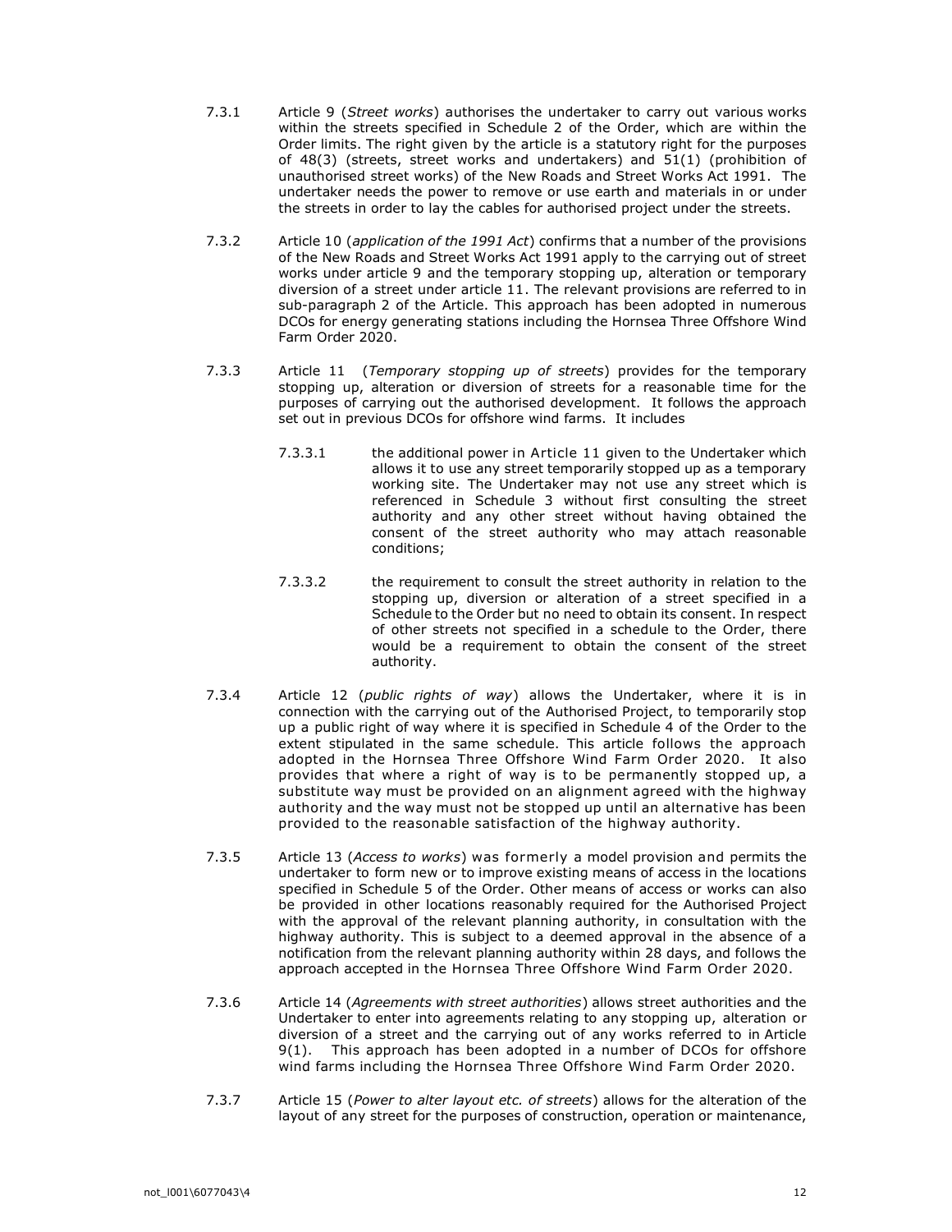7.3.1 Article 9 (*Street works*) authorises the undertaker to carry out various works within the streets specified in Schedule 2 of the Order, which are within the Order limits. The right given by the article is a statutory right for the purposes of 48(3) (streets, street works and undertakers) and 51(1) (prohibition of unauthorised street works) of the New Roads and Street Works Act 1991. The undertaker needs the power to remove or use earth and materials in or under the streets in order to lay the cables for authorised project under the streets.

7.3.2 Article 10 (*application of the 1991 Act*) confirms that a number of the provisions of the New Roads and Street Works Act 1991 apply to the carrying out of street works under article 9 and the temporary stopping up, alteration or temporary diversion of a street under article 11. The relevant provisions are referred to in sub-paragraph 2 of the Article. This approach has been adopted in numerous DCOs for energy generating stations including the Hornsea Three Offshore Wind Farm Order 2020.

7.3.3 Article 11 (*Temporary stopping up of streets*) provides for the temporary stopping up, alteration or diversion of streets for a reasonable time for the purposes of carrying out the authorised development. It follows the approach set out in previous DCOs for offshore wind farms. It includes

7.3.3.1 the additional power in Article 11 given to the Undertaker which allows it to use any street temporarily stopped up as a temporary working site. The Undertaker may not use any street which is referenced in Schedule 3 without first consulting the street authority and any other street without having obtained the consent of the street authority who may attach reasonable conditions;

7.3.3.2 the requirement to consult the street authority in relation to the stopping up, diversion or alteration of a street specified in a Schedule to the Order but no need to obtain its consent. In respect of other streets not specified in a schedule to the Order, there would be a requirement to obtain the consent of the street authority.

7.3.4 Article 12 (*public rights of way*) allows the Undertaker, where it is in connection with the carrying out of the Authorised Project, to temporarily stop up a public right of way where it is specified in Schedule 4 of the Order to the extent stipulated in the same schedule. This article follows the approach adopted in the Hornsea Three Offshore Wind Farm Order 2020. It also provides that where a right of way is to be permanently stopped up, a substitute way must be provided on an alignment agreed with the highway authority and the way must not be stopped up until an alternative has been provided to the reasonable satisfaction of the highway authority.

7.3.5 Article 13 (*Access to works*) was formerly a model provision and permits the undertaker to form new or to improve existing means of access in the locations specified in Schedule 5 of the Order. Other means of access or works can also be provided in other locations reasonably required for the Authorised Project with the approval of the relevant planning authority, in consultation with the highway authority. This is subject to a deemed approval in the absence of a notification from the relevant planning authority within 28 days, and follows the approach accepted in the Hornsea Three Offshore Wind Farm Order 2020.

7.3.6 Article 14 (*Agreements with street authorities*) allows street authorities and the Undertaker to enter into agreements relating to any stopping up, alteration or diversion of a street and the carrying out of any works referred to in Article 9(1). This approach has been adopted in a number of DCOs for offshore wind farms including the Hornsea Three Offshore Wind Farm Order 2020.

7.3.7 Article 15 (*Power to alter layout etc. of streets*) allows for the alteration of the layout of any street for the purposes of construction, operation or maintenance,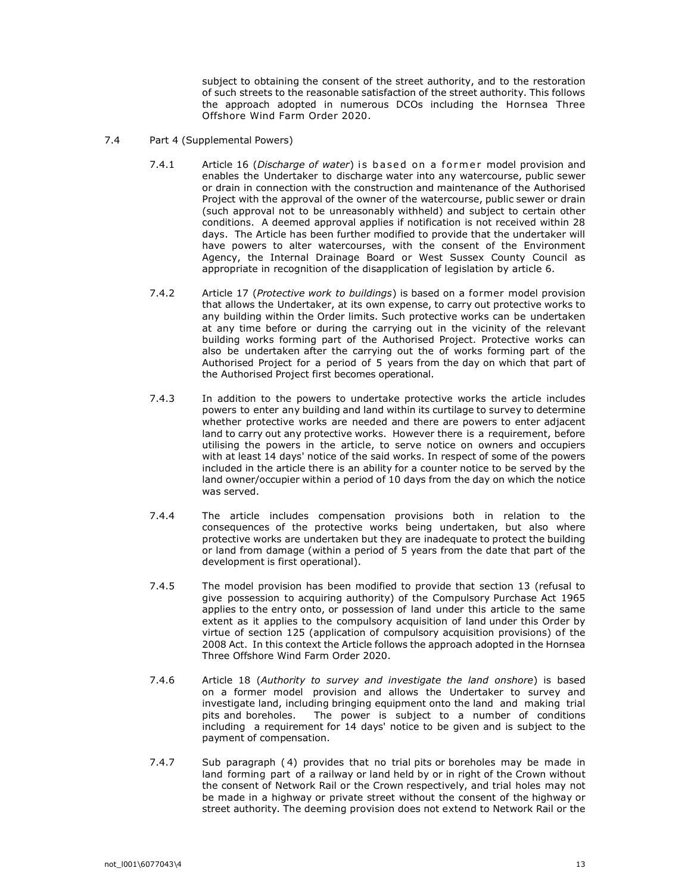subject to obtaining the consent of the street authority, and to the restoration of such streets to the reasonable satisfaction of the street authority. This follows the approach adopted in numerous DCOs including the Hornsea Three Offshore Wind Farm Order 2020.

7.4 Part 4 (Supplemental Powers)

7.4.1 Article 16 (*Discharge of water*) is based on a former model provision and enables the Undertaker to discharge water into any watercourse, public sewer or drain in connection with the construction and maintenance of the Authorised Project with the approval of the owner of the watercourse, public sewer or drain (such approval not to be unreasonably withheld) and subject to certain other conditions. A deemed approval applies if notification is not received within 28 days. The Article has been further modified to provide that the undertaker will have powers to alter watercourses, with the consent of the Environment Agency, the Internal Drainage Board or West Sussex County Council as appropriate in recognition of the disapplication of legislation by article 6.

7.4.2 Article 17 (*Protective work to buildings*) is based on a former model provision that allows the Undertaker, at its own expense, to carry out protective works to any building within the Order limits. Such protective works can be undertaken at any time before or during the carrying out in the vicinity of the relevant building works forming part of the Authorised Project. Protective works can also be undertaken after the carrying out the of works forming part of the Authorised Project for a period of 5 years from the day on which that part of the Authorised Project first becomes operational.

7.4.3 In addition to the powers to undertake protective works the article includes powers to enter any building and land within its curtilage to survey to determine whether protective works are needed and there are powers to enter adjacent land to carry out any protective works. However there is a requirement, before utilising the powers in the article, to serve notice on owners and occupiers with at least 14 days' notice of the said works. In respect of some of the powers included in the article there is an ability for a counter notice to be served by the land owner/occupier within a period of 10 days from the day on which the notice was served.

7.4.4 The article includes compensation provisions both in relation to the consequences of the protective works being undertaken, but also where protective works are undertaken but they are inadequate to protect the building or land from damage (within a period of 5 years from the date that part of the development is first operational).

7.4.5 The model provision has been modified to provide that section 13 (refusal to give possession to acquiring authority) of the Compulsory Purchase Act 1965 applies to the entry onto, or possession of land under this article to the same extent as it applies to the compulsory acquisition of land under this Order by virtue of section 125 (application of compulsory acquisition provisions) of the 2008 Act. In this context the Article follows the approach adopted in the Hornsea Three Offshore Wind Farm Order 2020.

7.4.6 Article 18 (*Authority to survey and investigate the land onshore*) is based on a former model provision and allows the Undertaker to survey and investigate land, including bringing equipment onto the land and making trial pits and boreholes. The power is subject to a number of conditions including a requirement for 14 days' notice to be given and is subject to the payment of compensation.

7.4.7 Sub paragraph (4) provides that no trial pits or boreholes may be made in land forming part of a railway or land held by or in right of the Crown without the consent of Network Rail or the Crown respectively, and trial holes may not be made in a highway or private street without the consent of the highway or street authority. The deeming provision does not extend to Network Rail or the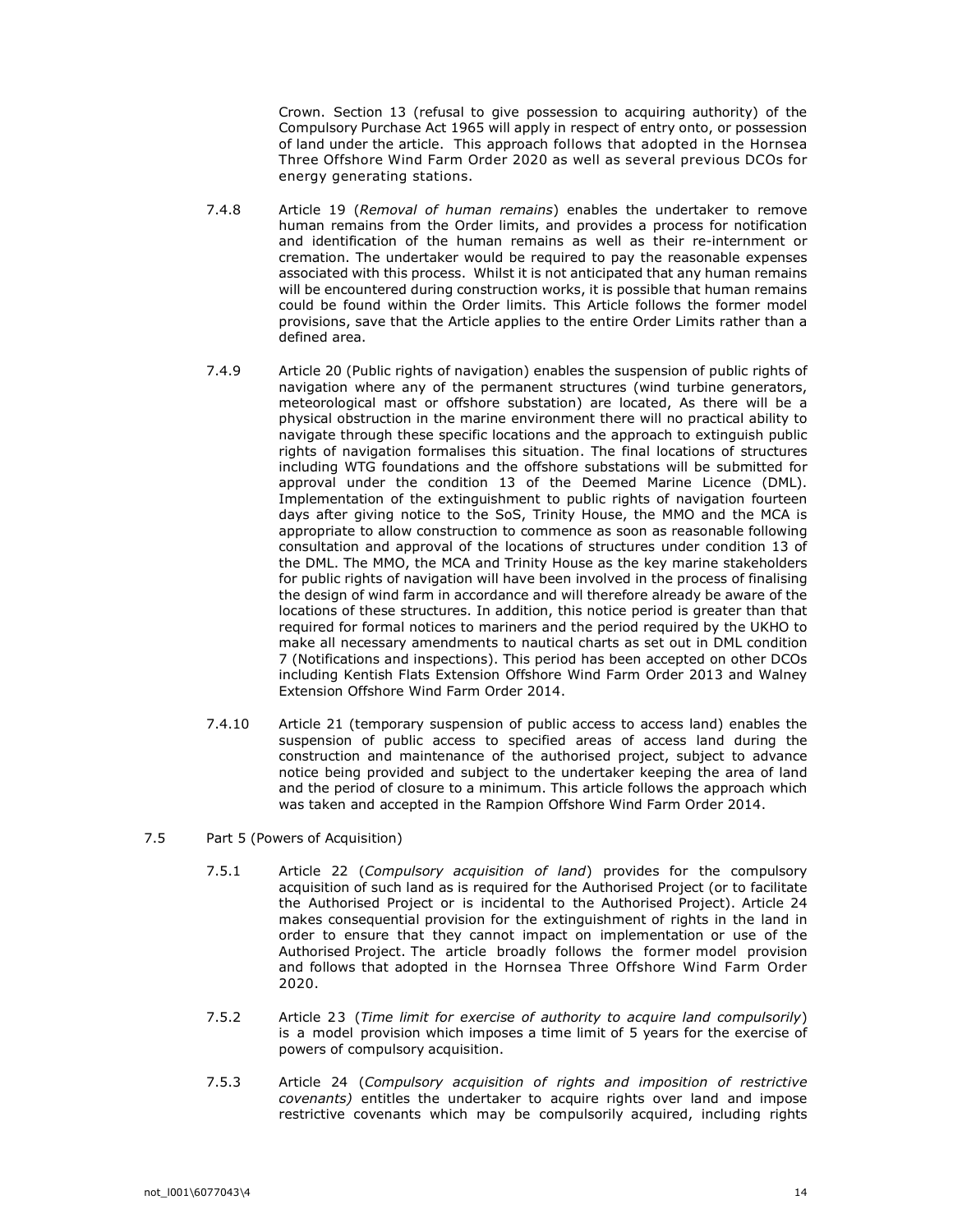Crown. Section 13 (refusal to give possession to acquiring authority) of the Compulsory Purchase Act 1965 will apply in respect of entry onto, or possession of land under the article. This approach follows that adopted in the Hornsea Three Offshore Wind Farm Order 2020 as well as several previous DCOs for energy generating stations.

7.4.8 Article 19 (*Removal of human remains*) enables the undertaker to remove human remains from the Order limits, and provides a process for notification and identification of the human remains as well as their re-internment or cremation. The undertaker would be required to pay the reasonable expenses associated with this process. Whilst it is not anticipated that any human remains will be encountered during construction works, it is possible that human remains could be found within the Order limits. This Article follows the former model provisions, save that the Article applies to the entire Order Limits rather than a defined area.

7.4.9 Article 20 (Public rights of navigation) enables the suspension of public rights of navigation where any of the permanent structures (wind turbine generators, meteorological mast or offshore substation) are located, As there will be a physical obstruction in the marine environment there will no practical ability to navigate through these specific locations and the approach to extinguish public rights of navigation formalises this situation. The final locations of structures including WTG foundations and the offshore substations will be submitted for approval under the condition 13 of the Deemed Marine Licence (DML). Implementation of the extinguishment to public rights of navigation fourteen days after giving notice to the SoS, Trinity House, the MMO and the MCA is appropriate to allow construction to commence as soon as reasonable following consultation and approval of the locations of structures under condition 13 of the DML. The MMO, the MCA and Trinity House as the key marine stakeholders for public rights of navigation will have been involved in the process of finalising the design of wind farm in accordance and will therefore already be aware of the locations of these structures. In addition, this notice period is greater than that required for formal notices to mariners and the period required by the UKHO to make all necessary amendments to nautical charts as set out in DML condition 7 (Notifications and inspections). This period has been accepted on other DCOs including Kentish Flats Extension Offshore Wind Farm Order 2013 and Walney Extension Offshore Wind Farm Order 2014.

7.4.10 Article 21 (temporary suspension of public access to access land) enables the suspension of public access to specified areas of access land during the construction and maintenance of the authorised project, subject to advance notice being provided and subject to the undertaker keeping the area of land and the period of closure to a minimum. This article follows the approach which was taken and accepted in the Rampion Offshore Wind Farm Order 2014.

7.5 Part 5 (Powers of Acquisition)

7.5.1 Article 22 (*Compulsory acquisition of land*) provides for the compulsory acquisition of such land as is required for the Authorised Project (or to facilitate the Authorised Project or is incidental to the Authorised Project). Article 24 makes consequential provision for the extinguishment of rights in the land in order to ensure that they cannot impact on implementation or use of the Authorised Project. The article broadly follows the former model provision and follows that adopted in the Hornsea Three Offshore Wind Farm Order 2020.

7.5.2 Article 23 (*Time limit for exercise of authority to acquire land compulsorily*) is a model provision which imposes a time limit of 5 years for the exercise of powers of compulsory acquisition.

7.5.3 Article 24 (*Compulsory acquisition of rights and imposition of restrictive covenants)* entitles the undertaker to acquire rights over land and impose restrictive covenants which may be compulsorily acquired, including rights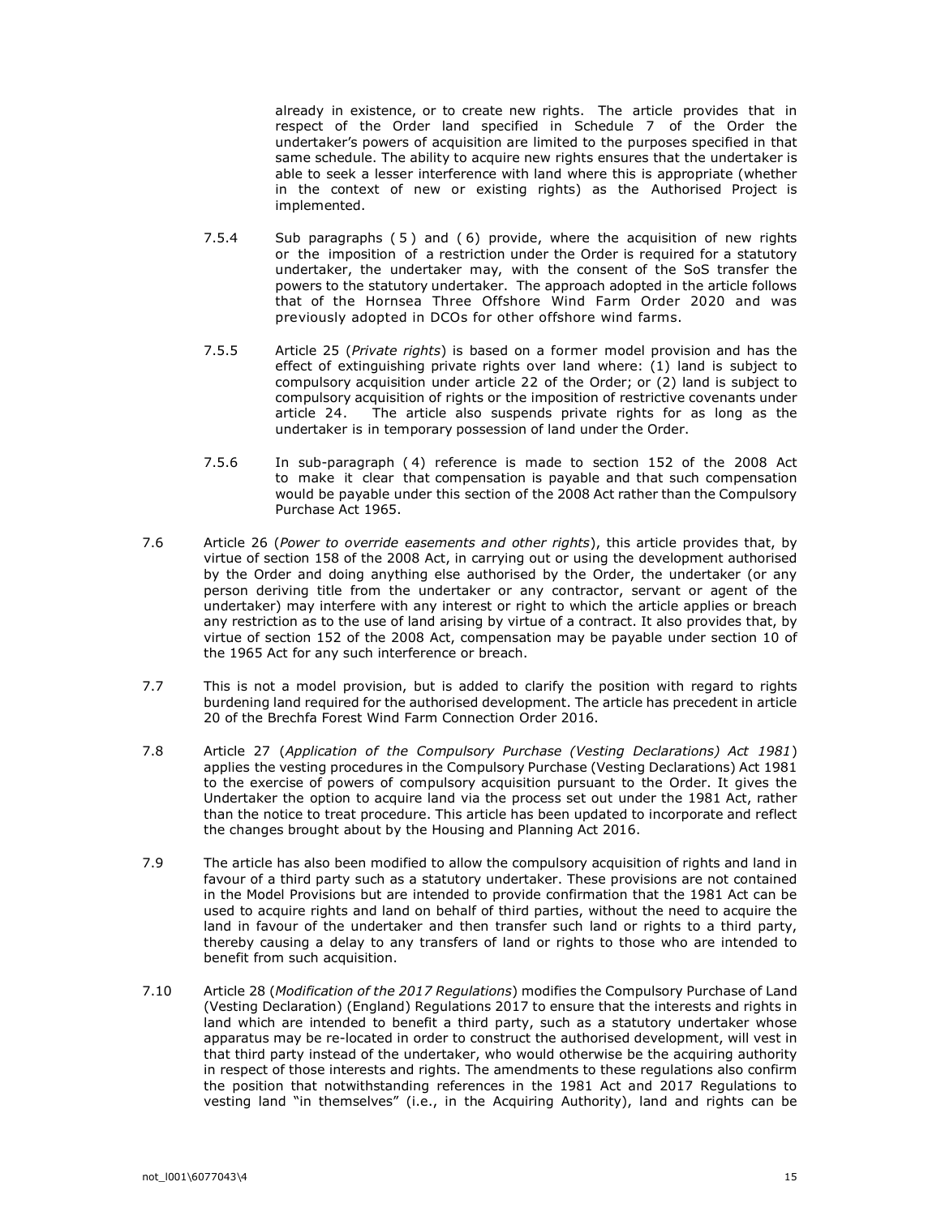already in existence, or to create new rights. The article provides that in respect of the Order land specified in Schedule 7 of the Order the undertaker's powers of acquisition are limited to the purposes specified in that same schedule. The ability to acquire new rights ensures that the undertaker is able to seek a lesser interference with land where this is appropriate (whether in the context of new or existing rights) as the Authorised Project is implemented.

7.5.4 Sub paragraphs (5) and (6) provide, where the acquisition of new rights or the imposition of a restriction under the Order is required for a statutory undertaker, the undertaker may, with the consent of the SoS transfer the powers to the statutory undertaker. The approach adopted in the article follows that of the Hornsea Three Offshore Wind Farm Order 2020 and was previously adopted in DCOs for other offshore wind farms.

7.5.5 Article 25 (*Private rights*) is based on a former model provision and has the effect of extinguishing private rights over land where: (1) land is subject to compulsory acquisition under article 22 of the Order; or (2) land is subject to compulsory acquisition of rights or the imposition of restrictive covenants under article 24. The article also suspends private rights for as long as the undertaker is in temporary possession of land under the Order.

7.5.6 In sub-paragraph (4) reference is made to section 152 of the 2008 Act to make it clear that compensation is payable and that such compensation would be payable under this section of the 2008 Act rather than the Compulsory Purchase Act 1965.

7.6 Article 26 (*Power to override easements and other rights*), this article provides that, by virtue of section 158 of the 2008 Act, in carrying out or using the development authorised by the Order and doing anything else authorised by the Order, the undertaker (or any person deriving title from the undertaker or any contractor, servant or agent of the undertaker) may interfere with any interest or right to which the article applies or breach any restriction as to the use of land arising by virtue of a contract. It also provides that, by virtue of section 152 of the 2008 Act, compensation may be payable under section 10 of the 1965 Act for any such interference or breach.

7.7 This is not a model provision, but is added to clarify the position with regard to rights burdening land required for the authorised development. The article has precedent in article 20 of the Brechfa Forest Wind Farm Connection Order 2016.

7.8 Article 27 (*Application of the Compulsory Purchase (Vesting Declarations) Act 1981*) applies the vesting procedures in the Compulsory Purchase (Vesting Declarations) Act 1981 to the exercise of powers of compulsory acquisition pursuant to the Order. It gives the Undertaker the option to acquire land via the process set out under the 1981 Act, rather than the notice to treat procedure. This article has been updated to incorporate and reflect the changes brought about by the Housing and Planning Act 2016.

7.9 The article has also been modified to allow the compulsory acquisition of rights and land in favour of a third party such as a statutory undertaker. These provisions are not contained in the Model Provisions but are intended to provide confirmation that the 1981 Act can be used to acquire rights and land on behalf of third parties, without the need to acquire the land in favour of the undertaker and then transfer such land or rights to a third party, thereby causing a delay to any transfers of land or rights to those who are intended to benefit from such acquisition.

7.10 Article 28 (*Modification of the 2017 Regulations*) modifies the Compulsory Purchase of Land (Vesting Declaration) (England) Regulations 2017 to ensure that the interests and rights in land which are intended to benefit a third party, such as a statutory undertaker whose apparatus may be re-located in order to construct the authorised development, will vest in that third party instead of the undertaker, who would otherwise be the acquiring authority in respect of those interests and rights. The amendments to these regulations also confirm the position that notwithstanding references in the 1981 Act and 2017 Regulations to vesting land "in themselves" (i.e., in the Acquiring Authority), land and rights can be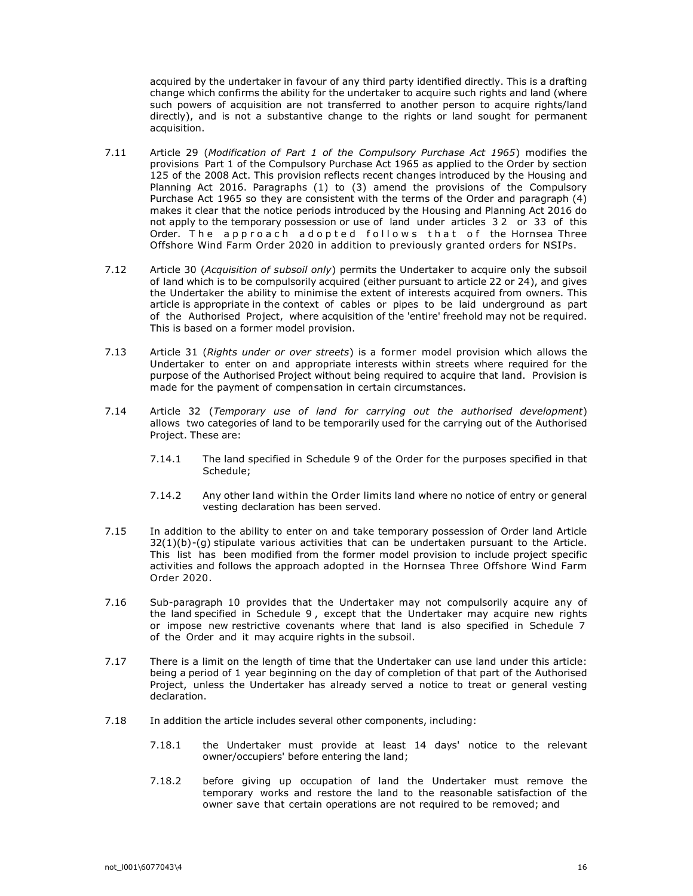acquired by the undertaker in favour of any third party identified directly. This is a drafting change which confirms the ability for the undertaker to acquire such rights and land (where such powers of acquisition are not transferred to another person to acquire rights/land directly), and is not a substantive change to the rights or land sought for permanent acquisition.

7.11 Article 29 (*Modification of Part 1 of the Compulsory Purchase Act 1965*) modifies the provisions Part 1 of the Compulsory Purchase Act 1965 as applied to the Order by section 125 of the 2008 Act. This provision reflects recent changes introduced by the Housing and Planning Act 2016. Paragraphs (1) to (3) amend the provisions of the Compulsory Purchase Act 1965 so they are consistent with the terms of the Order and paragraph (4) makes it clear that the notice periods introduced by the Housing and Planning Act 2016 do not apply to the temporary possession or use of land under articles 32 or 33 of this Order. The approach adopted follows that of the Hornsea Three Offshore Wind Farm Order 2020 in addition to previously granted orders for NSIPs.

7.12 Article 30 (*Acquisition of subsoil only*) permits the Undertaker to acquire only the subsoil of land which is to be compulsorily acquired (either pursuant to article 22 or 24), and gives the Undertaker the ability to minimise the extent of interests acquired from owners. This article is appropriate in the context of cables or pipes to be laid underground as part of the Authorised Project, where acquisition of the 'entire' freehold may not be required. This is based on a former model provision.

7.13 Article 31 (*Rights under or over streets*) is a former model provision which allows the Undertaker to enter on and appropriate interests within streets where required for the purpose of the Authorised Project without being required to acquire that land. Provision is made for the payment of compensation in certain circumstances.

7.14 Article 32 (*Temporary use of land for carrying out the authorised development*) allows two categories of land to be temporarily used for the carrying out of the Authorised Project. These are:

7.14.1 The land specified in Schedule 9 of the Order for the purposes specified in that Schedule;

7.14.2 Any other land within the Order limits land where no notice of entry or general vesting declaration has been served.

7.15 In addition to the ability to enter on and take temporary possession of Order land Article 32(1)(b)-(g) stipulate various activities that can be undertaken pursuant to the Article. This list has been modified from the former model provision to include project specific activities and follows the approach adopted in the Hornsea Three Offshore Wind Farm Order 2020.

7.16 Sub-paragraph 10 provides that the Undertaker may not compulsorily acquire any of the land specified in Schedule 9, except that the Undertaker may acquire new rights or impose new restrictive covenants where that land is also specified in Schedule 7 of the Order and it may acquire rights in the subsoil.

7.17 There is a limit on the length of time that the Undertaker can use land under this article: being a period of 1 year beginning on the day of completion of that part of the Authorised Project, unless the Undertaker has already served a notice to treat or general vesting declaration.

7.18 In addition the article includes several other components, including:

7.18.1 the Undertaker must provide at least 14 days' notice to the relevant owner/occupiers' before entering the land;

7.18.2 before giving up occupation of land the Undertaker must remove the temporary works and restore the land to the reasonable satisfaction of the owner save that certain operations are not required to be removed; and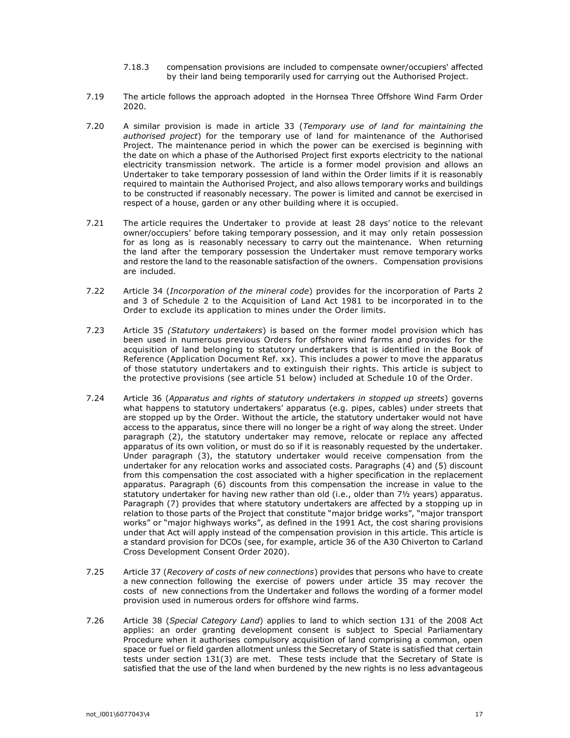7.18.3 compensation provisions are included to compensate owner/occupiers' affected by their land being temporarily used for carrying out the Authorised Project.

7.19 The article follows the approach adopted in the Hornsea Three Offshore Wind Farm Order 2020.

7.20 A similar provision is made in article 33 (*Temporary use of land for maintaining the authorised project*) for the temporary use of land for maintenance of the Authorised Project. The maintenance period in which the power can be exercised is beginning with the date on which a phase of the Authorised Project first exports electricity to the national electricity transmission network. The article is a former model provision and allows an Undertaker to take temporary possession of land within the Order limits if it is reasonably required to maintain the Authorised Project, and also allows temporary works and buildings to be constructed if reasonably necessary. The power is limited and cannot be exercised in respect of a house, garden or any other building where it is occupied.

7.21 The article requires the Undertaker to provide at least 28 days' notice to the relevant owner/occupiers' before taking temporary possession, and it may only retain possession for as long as is reasonably necessary to carry out the maintenance. When returning the land after the temporary possession the Undertaker must remove temporary works and restore the land to the reasonable satisfaction of the owners. Compensation provisions are included.

7.22 Article 34 (*Incorporation of the mineral code*) provides for the incorporation of Parts 2 and 3 of Schedule 2 to the Acquisition of Land Act 1981 to be incorporated in to the Order to exclude its application to mines under the Order limits.

7.23 Article 35 *(Statutory undertakers*) is based on the former model provision which has been used in numerous previous Orders for offshore wind farms and provides for the acquisition of land belonging to statutory undertakers that is identified in the Book of Reference (Application Document Ref. xx). This includes a power to move the apparatus of those statutory undertakers and to extinguish their rights. This article is subject to the protective provisions (see article 51 below) included at Schedule 10 of the Order.

7.24 Article 36 (*Apparatus and rights of statutory undertakers in stopped up streets*) governs what happens to statutory undertakers' apparatus (e.g. pipes, cables) under streets that are stopped up by the Order. Without the article, the statutory undertaker would not have access to the apparatus, since there will no longer be a right of way along the street. Under paragraph (2), the statutory undertaker may remove, relocate or replace any affected apparatus of its own volition, or must do so if it is reasonably requested by the undertaker. Under paragraph (3), the statutory undertaker would receive compensation from the undertaker for any relocation works and associated costs. Paragraphs (4) and (5) discount from this compensation the cost associated with a higher specification in the replacement apparatus. Paragraph (6) discounts from this compensation the increase in value to the statutory undertaker for having new rather than old (i.e., older than 7½ years) apparatus. Paragraph (7) provides that where statutory undertakers are affected by a stopping up in relation to those parts of the Project that constitute "major bridge works", "major transport works" or "major highways works", as defined in the 1991 Act, the cost sharing provisions under that Act will apply instead of the compensation provision in this article. This article is a standard provision for DCOs (see, for example, article 36 of the A30 Chiverton to Carland Cross Development Consent Order 2020).

7.25 Article 37 (*Recovery of costs of new connections*) provides that persons who have to create a new connection following the exercise of powers under article 35 may recover the costs of new connections from the Undertaker and follows the wording of a former model provision used in numerous orders for offshore wind farms.

7.26 Article 38 (*Special Category Land*) applies to land to which section 131 of the 2008 Act applies: an order granting development consent is subject to Special Parliamentary Procedure when it authorises compulsory acquisition of land comprising a common, open space or fuel or field garden allotment unless the Secretary of State is satisfied that certain tests under section 131(3) are met. These tests include that the Secretary of State is satisfied that the use of the land when burdened by the new rights is no less advantageous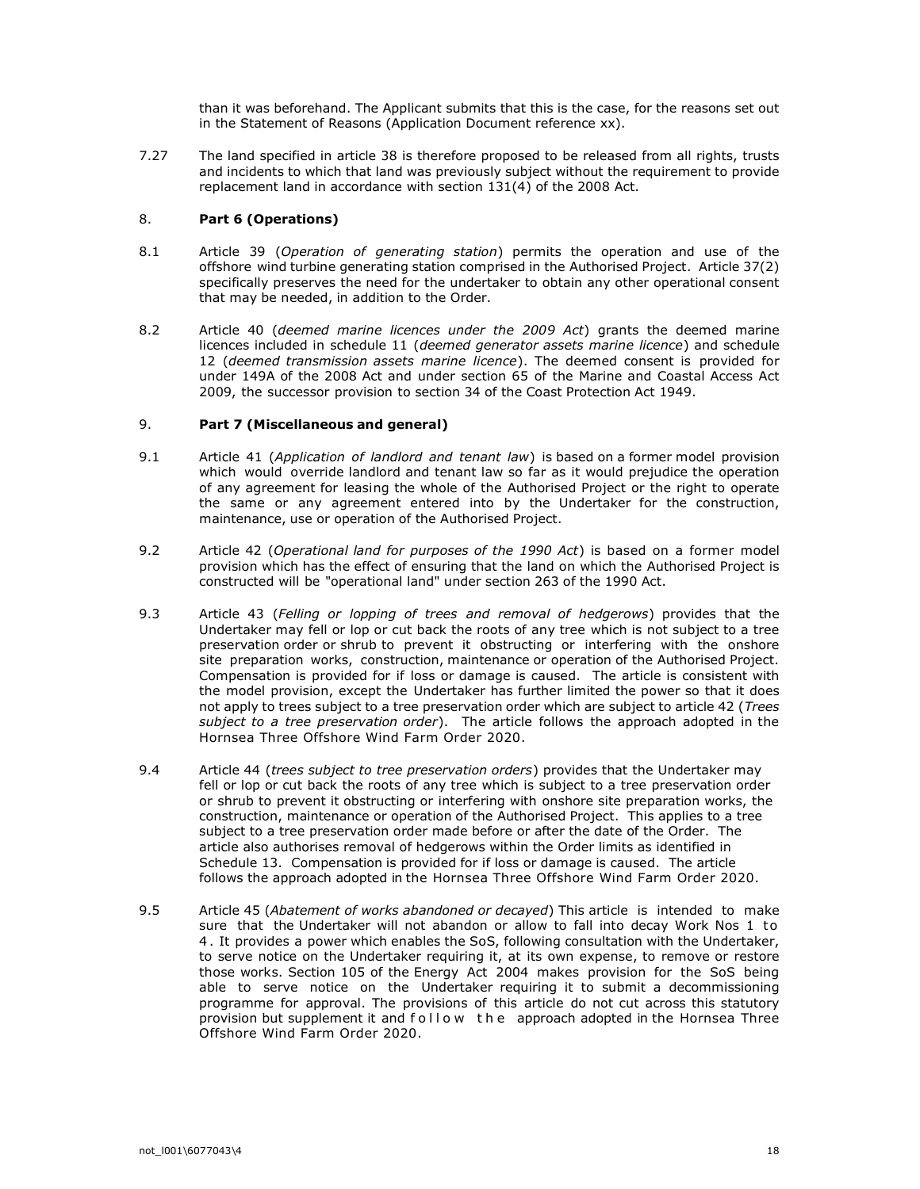than it was beforehand. The Applicant submits that this is the case, for the reasons set out in the Statement of Reasons (Application Document reference xx).

7.27 The land specified in article 38 is therefore proposed to be released from all rights, trusts and incidents to which that land was previously subject without the requirement to provide replacement land in accordance with section 131(4) of the 2008 Act.

## 8. **Part 6 (Operations)**

8.1 Article 39 (*Operation of generating station*) permits the operation and use of the offshore wind turbine generating station comprised in the Authorised Project. Article 37(2) specifically preserves the need for the undertaker to obtain any other operational consent that may be needed, in addition to the Order.

8.2 Article 40 (*deemed marine licences under the 2009 Act*) grants the deemed marine licences included in schedule 11 (*deemed generator assets marine licence*) and schedule 12 (*deemed transmission assets marine licence*). The deemed consent is provided for under 149A of the 2008 Act and under section 65 of the Marine and Coastal Access Act 2009, the successor provision to section 34 of the Coast Protection Act 1949.

## 9. **Part 7 (Miscellaneous and general)**

9.1 Article 41 (*Application of landlord and tenant law*) is based on a former model provision which would override landlord and tenant law so far as it would prejudice the operation of any agreement for leasing the whole of the Authorised Project or the right to operate the same or any agreement entered into by the Undertaker for the construction, maintenance, use or operation of the Authorised Project.

9.2 Article 42 (*Operational land for purposes of the 1990 Act*) is based on a former model provision which has the effect of ensuring that the land on which the Authorised Project is constructed will be "operational land" under section 263 of the 1990 Act.

9.3 Article 43 (*Felling or lopping of trees and removal of hedgerows*) provides that the Undertaker may fell or lop or cut back the roots of any tree which is not subject to a tree preservation order or shrub to prevent it obstructing or interfering with the onshore site preparation works, construction, maintenance or operation of the Authorised Project. Compensation is provided for if loss or damage is caused. The article is consistent with the model provision, except the Undertaker has further limited the power so that it does not apply to trees subject to a tree preservation order which are subject to article 42 (*Trees subject to a tree preservation order*). The article follows the approach adopted in the Hornsea Three Offshore Wind Farm Order 2020.

9.4 Article 44 (*trees subject to tree preservation orders*) provides that the Undertaker may fell or lop or cut back the roots of any tree which is subject to a tree preservation order or shrub to prevent it obstructing or interfering with onshore site preparation works, the construction, maintenance or operation of the Authorised Project. This applies to a tree subject to a tree preservation order made before or after the date of the Order. The article also authorises removal of hedgerows within the Order limits as identified in Schedule 13. Compensation is provided for if loss or damage is caused. The article follows the approach adopted in the Hornsea Three Offshore Wind Farm Order 2020.

9.5 Article 45 (*Abatement of works abandoned or decayed*) This article is intended to make sure that the Undertaker will not abandon or allow to fall into decay Work Nos 1 to 4. It provides a power which enables the SoS, following consultation with the Undertaker, to serve notice on the Undertaker requiring it, at its own expense, to remove or restore those works. Section 105 of the Energy Act 2004 makes provision for the SoS being able to serve notice on the Undertaker requiring it to submit a decommissioning programme for approval. The provisions of this article do not cut across this statutory provision but supplement it and follow the approach adopted in the Hornsea Three Offshore Wind Farm Order 2020.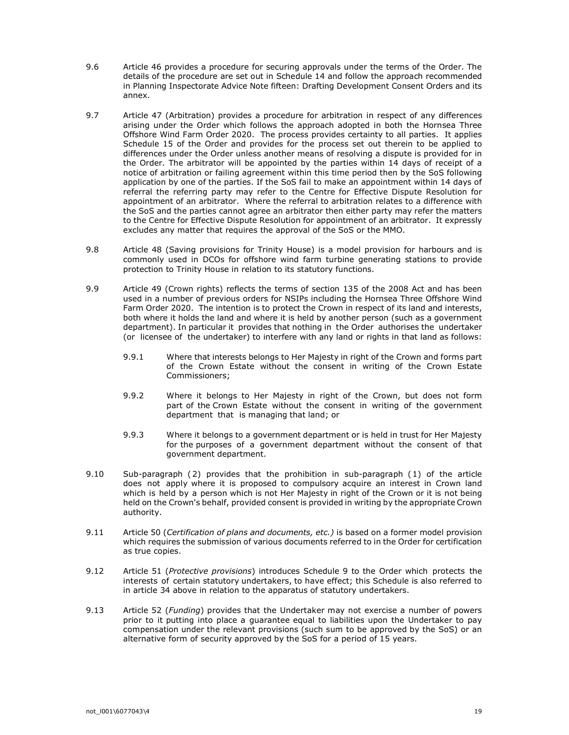9.6 Article 46 provides a procedure for securing approvals under the terms of the Order. The details of the procedure are set out in Schedule 14 and follow the approach recommended in Planning Inspectorate Advice Note fifteen: Drafting Development Consent Orders and its annex.

9.7 Article 47 (Arbitration) provides a procedure for arbitration in respect of any differences arising under the Order which follows the approach adopted in both the Hornsea Three Offshore Wind Farm Order 2020. The process provides certainty to all parties. It applies Schedule 15 of the Order and provides for the process set out therein to be applied to differences under the Order unless another means of resolving a dispute is provided for in the Order. The arbitrator will be appointed by the parties within 14 days of receipt of a notice of arbitration or failing agreement within this time period then by the SoS following application by one of the parties. If the SoS fail to make an appointment within 14 days of referral the referring party may refer to the Centre for Effective Dispute Resolution for appointment of an arbitrator. Where the referral to arbitration relates to a difference with the SoS and the parties cannot agree an arbitrator then either party may refer the matters to the Centre for Effective Dispute Resolution for appointment of an arbitrator. It expressly excludes any matter that requires the approval of the SoS or the MMO.

9.8 Article 48 (Saving provisions for Trinity House) is a model provision for harbours and is commonly used in DCOs for offshore wind farm turbine generating stations to provide protection to Trinity House in relation to its statutory functions.

9.9 Article 49 (Crown rights) reflects the terms of section 135 of the 2008 Act and has been used in a number of previous orders for NSIPs including the Hornsea Three Offshore Wind Farm Order 2020. The intention is to protect the Crown in respect of its land and interests, both where it holds the land and where it is held by another person (such as a government department). In particular it provides that nothing in the Order authorises the undertaker (or licensee of the undertaker) to interfere with any land or rights in that land as follows:

9.9.1 Where that interests belongs to Her Majesty in right of the Crown and forms part of the Crown Estate without the consent in writing of the Crown Estate Commissioners;

9.9.2 Where it belongs to Her Majesty in right of the Crown, but does not form part of the Crown Estate without the consent in writing of the government department that is managing that land; or

9.9.3 Where it belongs to a government department or is held in trust for Her Majesty for the purposes of a government department without the consent of that government department.

9.10 Sub-paragraph (2) provides that the prohibition in sub-paragraph (1) of the article does not apply where it is proposed to compulsory acquire an interest in Crown land which is held by a person which is not Her Majesty in right of the Crown or it is not being held on the Crown's behalf, provided consent is provided in writing by the appropriate Crown authority.

9.11 Article 50 (*Certification of plans and documents, etc.)* is based on a former model provision which requires the submission of various documents referred to in the Order for certification as true copies.

9.12 Article 51 (*Protective provisions*) introduces Schedule 9 to the Order which protects the interests of certain statutory undertakers, to have effect; this Schedule is also referred to in article 34 above in relation to the apparatus of statutory undertakers.

9.13 Article 52 (*Funding*) provides that the Undertaker may not exercise a number of powers prior to it putting into place a guarantee equal to liabilities upon the Undertaker to pay compensation under the relevant provisions (such sum to be approved by the SoS) or an alternative form of security approved by the SoS for a period of 15 years.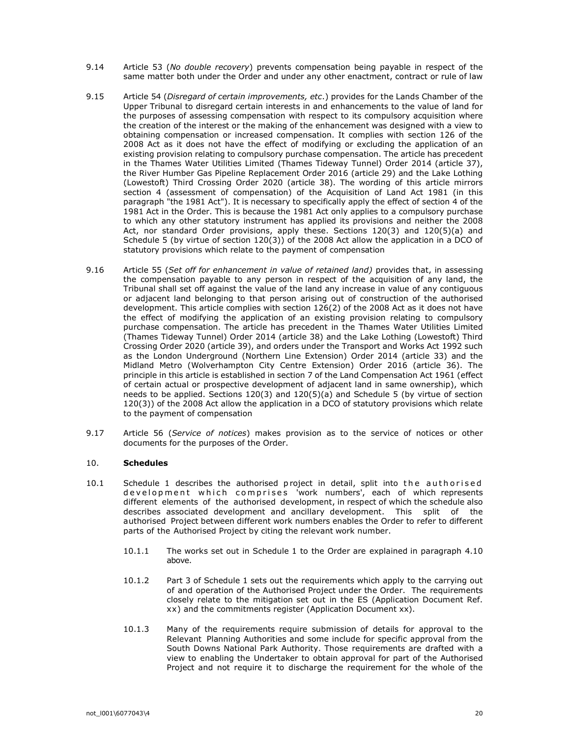9.14 Article 53 (*No double recovery*) prevents compensation being payable in respect of the same matter both under the Order and under any other enactment, contract or rule of law

9.15 Article 54 (*Disregard of certain improvements, etc*.) provides for the Lands Chamber of the Upper Tribunal to disregard certain interests in and enhancements to the value of land for the purposes of assessing compensation with respect to its compulsory acquisition where the creation of the interest or the making of the enhancement was designed with a view to obtaining compensation or increased compensation. It complies with section 126 of the 2008 Act as it does not have the effect of modifying or excluding the application of an existing provision relating to compulsory purchase compensation. The article has precedent in the Thames Water Utilities Limited (Thames Tideway Tunnel) Order 2014 (article 37), the River Humber Gas Pipeline Replacement Order 2016 (article 29) and the Lake Lothing (Lowestoft) Third Crossing Order 2020 (article 38). The wording of this article mirrors section 4 (assessment of compensation) of the Acquisition of Land Act 1981 (in this paragraph "the 1981 Act"). It is necessary to specifically apply the effect of section 4 of the 1981 Act in the Order. This is because the 1981 Act only applies to a compulsory purchase to which any other statutory instrument has applied its provisions and neither the 2008 Act, nor standard Order provisions, apply these. Sections 120(3) and 120(5)(a) and Schedule 5 (by virtue of section 120(3)) of the 2008 Act allow the application in a DCO of statutory provisions which relate to the payment of compensation

9.16 Article 55 (*Set off for enhancement in value of retained land)* provides that, in assessing the compensation payable to any person in respect of the acquisition of any land, the Tribunal shall set off against the value of the land any increase in value of any contiguous or adjacent land belonging to that person arising out of construction of the authorised development. This article complies with section 126(2) of the 2008 Act as it does not have the effect of modifying the application of an existing provision relating to compulsory purchase compensation. The article has precedent in the Thames Water Utilities Limited (Thames Tideway Tunnel) Order 2014 (article 38) and the Lake Lothing (Lowestoft) Third Crossing Order 2020 (article 39), and orders under the Transport and Works Act 1992 such as the London Underground (Northern Line Extension) Order 2014 (article 33) and the Midland Metro (Wolverhampton City Centre Extension) Order 2016 (article 36). The principle in this article is established in section 7 of the Land Compensation Act 1961 (effect of certain actual or prospective development of adjacent land in same ownership), which needs to be applied. Sections 120(3) and 120(5)(a) and Schedule 5 (by virtue of section 120(3)) of the 2008 Act allow the application in a DCO of statutory provisions which relate to the payment of compensation

9.17 Article 56 (*Service of notices*) makes provision as to the service of notices or other documents for the purposes of the Order.

## 10. **Schedules**

10.1 Schedule 1 describes the authorised project in detail, split into the authorised development which comprises 'work numbers', each of which represents different elements of the authorised development, in respect of which the schedule also describes associated development and ancillary development. This split of the authorised Project between different work numbers enables the Order to refer to different parts of the Authorised Project by citing the relevant work number.

10.1.1 The works set out in Schedule 1 to the Order are explained in paragraph 4.10 above.

10.1.2 Part 3 of Schedule 1 sets out the requirements which apply to the carrying out of and operation of the Authorised Project under the Order. The requirements closely relate to the mitigation set out in the ES (Application Document Ref. xx) and the commitments register (Application Document xx).

10.1.3 Many of the requirements require submission of details for approval to the Relevant Planning Authorities and some include for specific approval from the South Downs National Park Authority. Those requirements are drafted with a view to enabling the Undertaker to obtain approval for part of the Authorised Project and not require it to discharge the requirement for the whole of the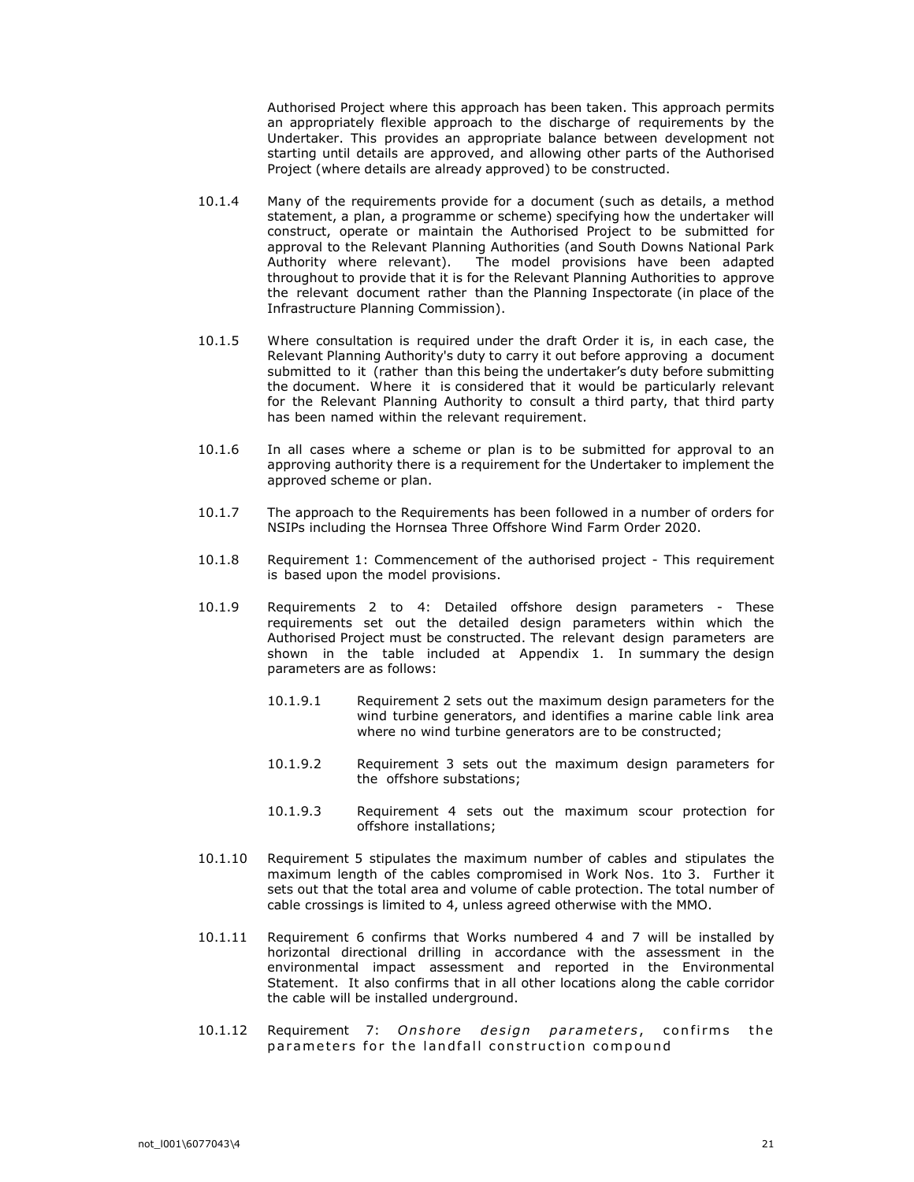Authorised Project where this approach has been taken. This approach permits an appropriately flexible approach to the discharge of requirements by the Undertaker. This provides an appropriate balance between development not starting until details are approved, and allowing other parts of the Authorised Project (where details are already approved) to be constructed.

10.1.4 Many of the requirements provide for a document (such as details, a method statement, a plan, a programme or scheme) specifying how the undertaker will construct, operate or maintain the Authorised Project to be submitted for approval to the Relevant Planning Authorities (and South Downs National Park Authority where relevant). The model provisions have been adapted throughout to provide that it is for the Relevant Planning Authorities to approve the relevant document rather than the Planning Inspectorate (in place of the Infrastructure Planning Commission).

10.1.5 Where consultation is required under the draft Order it is, in each case, the Relevant Planning Authority's duty to carry it out before approving a document submitted to it (rather than this being the undertaker's duty before submitting the document. Where it is considered that it would be particularly relevant for the Relevant Planning Authority to consult a third party, that third party has been named within the relevant requirement.

10.1.6 In all cases where a scheme or plan is to be submitted for approval to an approving authority there is a requirement for the Undertaker to implement the approved scheme or plan.

10.1.7 The approach to the Requirements has been followed in a number of orders for NSIPs including the Hornsea Three Offshore Wind Farm Order 2020.

10.1.8 Requirement 1: Commencement of the authorised project - This requirement is based upon the model provisions.

10.1.9 Requirements 2 to 4: Detailed offshore design parameters - These requirements set out the detailed design parameters within which the Authorised Project must be constructed. The relevant design parameters are shown in the table included at Appendix 1. In summary the design parameters are as follows:

10.1.9.1 Requirement 2 sets out the maximum design parameters for the wind turbine generators, and identifies a marine cable link area where no wind turbine generators are to be constructed;

10.1.9.2 Requirement 3 sets out the maximum design parameters for the offshore substations;

10.1.9.3 Requirement 4 sets out the maximum scour protection for offshore installations;

10.1.10 Requirement 5 stipulates the maximum number of cables and stipulates the maximum length of the cables compromised in Work Nos. 1to 3. Further it sets out that the total area and volume of cable protection. The total number of cable crossings is limited to 4, unless agreed otherwise with the MMO.

10.1.11 Requirement 6 confirms that Works numbered 4 and 7 will be installed by horizontal directional drilling in accordance with the assessment in the environmental impact assessment and reported in the Environmental Statement. It also confirms that in all other locations along the cable corridor the cable will be installed underground.

10.1.12 Requirement 7: *Onshore design parameters*, confirms the parameters for the landfall construction compound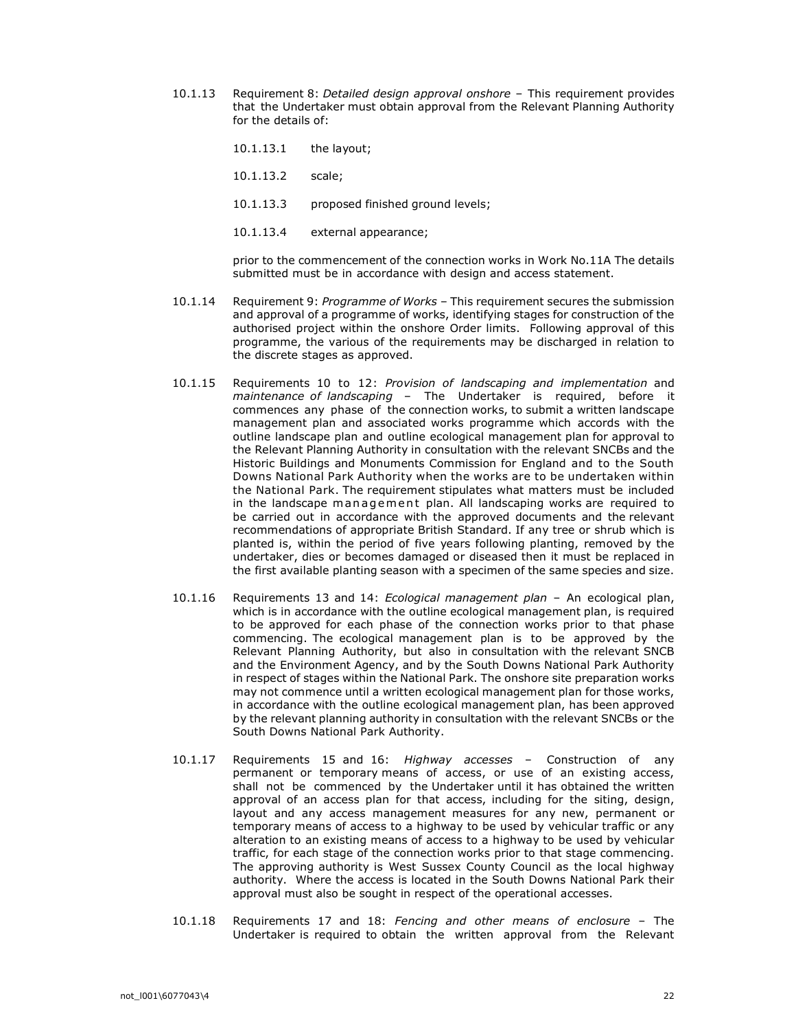10.1.13 Requirement 8: *Detailed design approval onshore* – This requirement provides that the Undertaker must obtain approval from the Relevant Planning Authority for the details of:

10.1.13.1 the layout;

10.1.13.2 scale;

10.1.13.3 proposed finished ground levels;

10.1.13.4 external appearance;

prior to the commencement of the connection works in Work No.11A The details submitted must be in accordance with design and access statement.

10.1.14 Requirement 9: *Programme of Works* – This requirement secures the submission and approval of a programme of works, identifying stages for construction of the authorised project within the onshore Order limits. Following approval of this programme, the various of the requirements may be discharged in relation to the discrete stages as approved.

10.1.15 Requirements 10 to 12: *Provision of landscaping and implementation* and *maintenance of landscaping* – The Undertaker is required, before it commences any phase of the connection works, to submit a written landscape management plan and associated works programme which accords with the outline landscape plan and outline ecological management plan for approval to the Relevant Planning Authority in consultation with the relevant SNCBs and the Historic Buildings and Monuments Commission for England and to the South Downs National Park Authority when the works are to be undertaken within the National Park. The requirement stipulates what matters must be included in the landscape management plan. All landscaping works are required to be carried out in accordance with the approved documents and the relevant recommendations of appropriate British Standard. If any tree or shrub which is planted is, within the period of five years following planting, removed by the undertaker, dies or becomes damaged or diseased then it must be replaced in the first available planting season with a specimen of the same species and size.

10.1.16 Requirements 13 and 14: *Ecological management plan* – An ecological plan, which is in accordance with the outline ecological management plan, is required to be approved for each phase of the connection works prior to that phase commencing. The ecological management plan is to be approved by the Relevant Planning Authority, but also in consultation with the relevant SNCB and the Environment Agency, and by the South Downs National Park Authority in respect of stages within the National Park. The onshore site preparation works may not commence until a written ecological management plan for those works, in accordance with the outline ecological management plan, has been approved by the relevant planning authority in consultation with the relevant SNCBs or the South Downs National Park Authority.

10.1.17 Requirements 15 and 16: *Highway accesses* – Construction of any permanent or temporary means of access, or use of an existing access, shall not be commenced by the Undertaker until it has obtained the written approval of an access plan for that access, including for the siting, design, layout and any access management measures for any new, permanent or temporary means of access to a highway to be used by vehicular traffic or any alteration to an existing means of access to a highway to be used by vehicular traffic, for each stage of the connection works prior to that stage commencing. The approving authority is West Sussex County Council as the local highway authority. Where the access is located in the South Downs National Park their approval must also be sought in respect of the operational accesses.

10.1.18 Requirements 17 and 18: *Fencing and other means of enclosure* – The Undertaker is required to obtain the written approval from the Relevant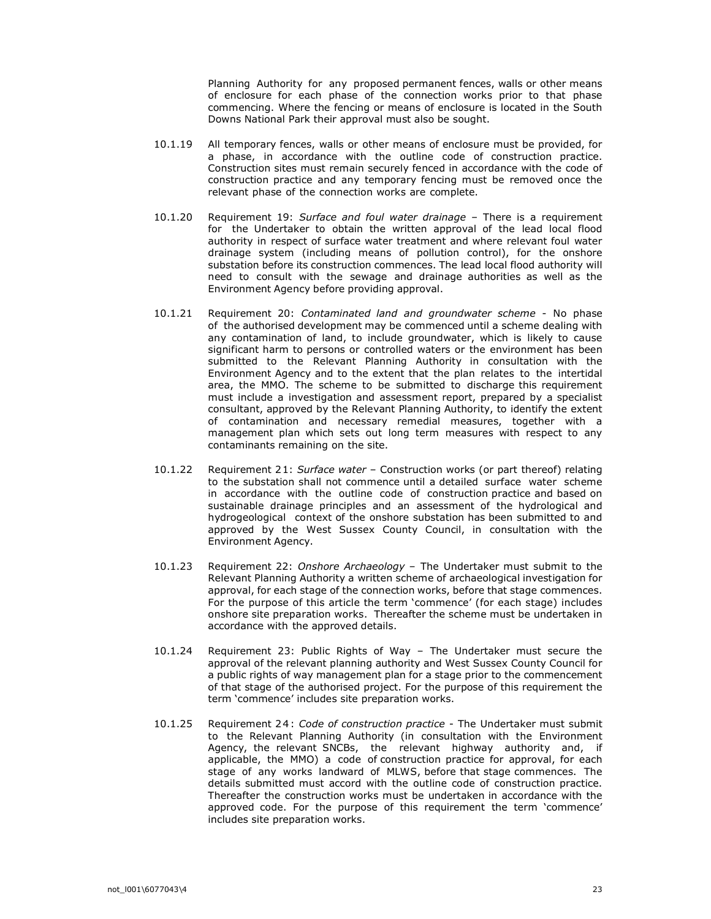Planning Authority for any proposed permanent fences, walls or other means of enclosure for each phase of the connection works prior to that phase commencing. Where the fencing or means of enclosure is located in the South Downs National Park their approval must also be sought.

10.1.19 All temporary fences, walls or other means of enclosure must be provided, for a phase, in accordance with the outline code of construction practice. Construction sites must remain securely fenced in accordance with the code of construction practice and any temporary fencing must be removed once the relevant phase of the connection works are complete.

10.1.20 Requirement 19: *Surface and foul water drainage* – There is a requirement for the Undertaker to obtain the written approval of the lead local flood authority in respect of surface water treatment and where relevant foul water drainage system (including means of pollution control), for the onshore substation before its construction commences. The lead local flood authority will need to consult with the sewage and drainage authorities as well as the Environment Agency before providing approval.

10.1.21 Requirement 20: *Contaminated land and groundwater scheme* - No phase of the authorised development may be commenced until a scheme dealing with any contamination of land, to include groundwater, which is likely to cause significant harm to persons or controlled waters or the environment has been submitted to the Relevant Planning Authority in consultation with the Environment Agency and to the extent that the plan relates to the intertidal area, the MMO. The scheme to be submitted to discharge this requirement must include a investigation and assessment report, prepared by a specialist consultant, approved by the Relevant Planning Authority, to identify the extent of contamination and necessary remedial measures, together with a management plan which sets out long term measures with respect to any contaminants remaining on the site.

10.1.22 Requirement 21: *Surface water* – Construction works (or part thereof) relating to the substation shall not commence until a detailed surface water scheme in accordance with the outline code of construction practice and based on sustainable drainage principles and an assessment of the hydrological and hydrogeological context of the onshore substation has been submitted to and approved by the West Sussex County Council, in consultation with the Environment Agency.

10.1.23 Requirement 22: *Onshore Archaeology* – The Undertaker must submit to the Relevant Planning Authority a written scheme of archaeological investigation for approval, for each stage of the connection works, before that stage commences. For the purpose of this article the term 'commence' (for each stage) includes onshore site preparation works. Thereafter the scheme must be undertaken in accordance with the approved details.

10.1.24 Requirement 23: Public Rights of Way – The Undertaker must secure the approval of the relevant planning authority and West Sussex County Council for a public rights of way management plan for a stage prior to the commencement of that stage of the authorised project. For the purpose of this requirement the term 'commence' includes site preparation works.

10.1.25 Requirement 24: *Code of construction practice* - The Undertaker must submit to the Relevant Planning Authority (in consultation with the Environment Agency, the relevant SNCBs, the relevant highway authority and, if applicable, the MMO) a code of construction practice for approval, for each stage of any works landward of MLWS, before that stage commences. The details submitted must accord with the outline code of construction practice. Thereafter the construction works must be undertaken in accordance with the approved code. For the purpose of this requirement the term 'commence' includes site preparation works.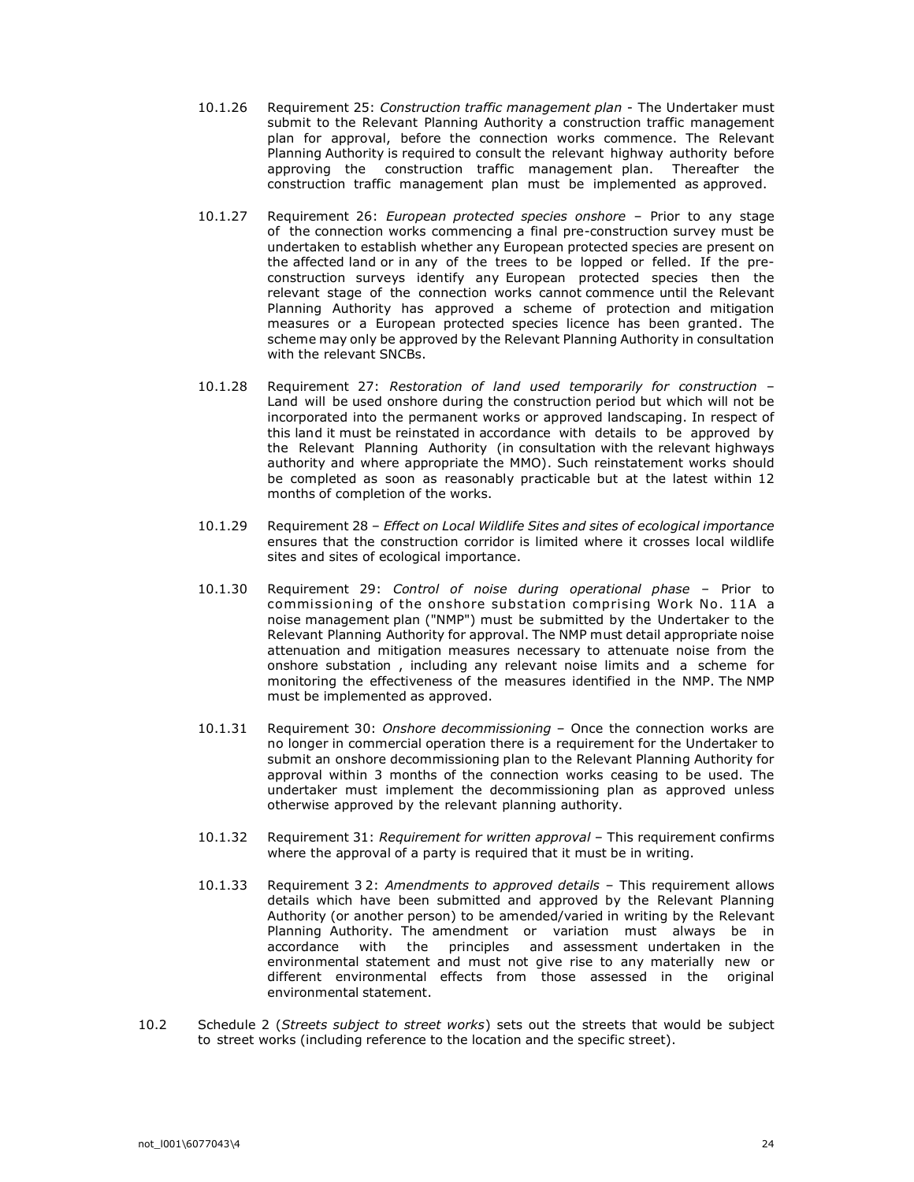10.1.26 Requirement 25: *Construction traffic management plan* - The Undertaker must submit to the Relevant Planning Authority a construction traffic management plan for approval, before the connection works commence. The Relevant Planning Authority is required to consult the relevant highway authority before approving the construction traffic management plan. Thereafter the construction traffic management plan must be implemented as approved.

10.1.27 Requirement 26: *European protected species onshore* – Prior to any stage of the connection works commencing a final pre-construction survey must be undertaken to establish whether any European protected species are present on the affected land or in any of the trees to be lopped or felled. If the pre-construction surveys identify any European protected species then the relevant stage of the connection works cannot commence until the Relevant Planning Authority has approved a scheme of protection and mitigation measures or a European protected species licence has been granted. The scheme may only be approved by the Relevant Planning Authority in consultation with the relevant SNCBs.

10.1.28 Requirement 27: *Restoration of land used temporarily for construction* – Land will be used onshore during the construction period but which will not be incorporated into the permanent works or approved landscaping. In respect of this land it must be reinstated in accordance with details to be approved by the Relevant Planning Authority (in consultation with the relevant highways authority and where appropriate the MMO). Such reinstatement works should be completed as soon as reasonably practicable but at the latest within 12 months of completion of the works.

10.1.29 Requirement 28 – *Effect on Local Wildlife Sites and sites of ecological importance* ensures that the construction corridor is limited where it crosses local wildlife sites and sites of ecological importance.

10.1.30 Requirement 29: *Control of noise during operational phase* – Prior to commissioning of the onshore substation comprising Work No. 11A a noise management plan ("NMP") must be submitted by the Undertaker to the Relevant Planning Authority for approval. The NMP must detail appropriate noise attenuation and mitigation measures necessary to attenuate noise from the onshore substation , including any relevant noise limits and a scheme for monitoring the effectiveness of the measures identified in the NMP. The NMP must be implemented as approved.

10.1.31 Requirement 30: *Onshore decommissioning* – Once the connection works are no longer in commercial operation there is a requirement for the Undertaker to submit an onshore decommissioning plan to the Relevant Planning Authority for approval within 3 months of the connection works ceasing to be used. The undertaker must implement the decommissioning plan as approved unless otherwise approved by the relevant planning authority.

10.1.32 Requirement 31: *Requirement for written approval* – This requirement confirms where the approval of a party is required that it must be in writing.

10.1.33 Requirement 3 2: *Amendments to approved details* – This requirement allows details which have been submitted and approved by the Relevant Planning Authority (or another person) to be amended/varied in writing by the Relevant Planning Authority. The amendment or variation must always be in accordance with the principles and assessment undertaken in the environmental statement and must not give rise to any materially new or different environmental effects from those assessed in the original environmental statement.

10.2 Schedule 2 (*Streets subject to street works*) sets out the streets that would be subject to street works (including reference to the location and the specific street).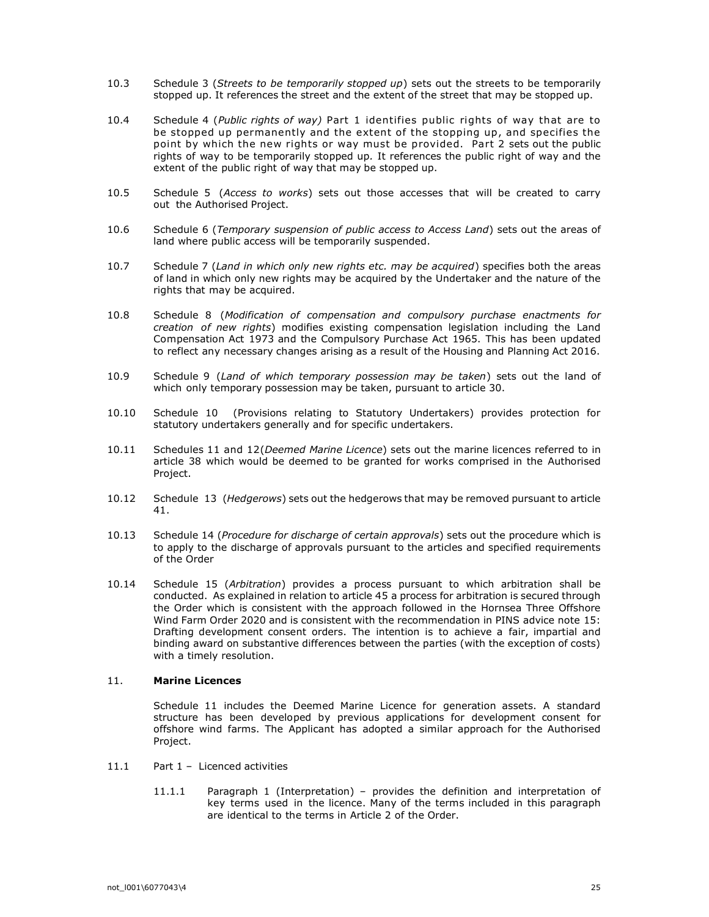10.3 Schedule 3 (*Streets to be temporarily stopped up*) sets out the streets to be temporarily stopped up. It references the street and the extent of the street that may be stopped up.

10.4 Schedule 4 (*Public rights of way)* Part 1 identifies public rights of way that are to be stopped up permanently and the extent of the stopping up, and specifies the point by which the new rights or way must be provided. Part 2 sets out the public rights of way to be temporarily stopped up. It references the public right of way and the extent of the public right of way that may be stopped up.

10.5 Schedule 5 (*Access to works*) sets out those accesses that will be created to carry out the Authorised Project.

10.6 Schedule 6 (*Temporary suspension of public access to Access Land*) sets out the areas of land where public access will be temporarily suspended.

10.7 Schedule 7 (*Land in which only new rights etc. may be acquired*) specifies both the areas of land in which only new rights may be acquired by the Undertaker and the nature of the rights that may be acquired.

10.8 Schedule 8 (*Modification of compensation and compulsory purchase enactments for creation of new rights*) modifies existing compensation legislation including the Land Compensation Act 1973 and the Compulsory Purchase Act 1965. This has been updated to reflect any necessary changes arising as a result of the Housing and Planning Act 2016.

10.9 Schedule 9 (*Land of which temporary possession may be taken*) sets out the land of which only temporary possession may be taken, pursuant to article 30.

10.10 Schedule 10 (Provisions relating to Statutory Undertakers) provides protection for statutory undertakers generally and for specific undertakers.

10.11 Schedules 11 and 12(*Deemed Marine Licence*) sets out the marine licences referred to in article 38 which would be deemed to be granted for works comprised in the Authorised Project.

10.12 Schedule 13 (*Hedgerows*) sets out the hedgerows that may be removed pursuant to article 41.

10.13 Schedule 14 (*Procedure for discharge of certain approvals*) sets out the procedure which is to apply to the discharge of approvals pursuant to the articles and specified requirements of the Order

10.14 Schedule 15 (*Arbitration*) provides a process pursuant to which arbitration shall be conducted. As explained in relation to article 45 a process for arbitration is secured through the Order which is consistent with the approach followed in the Hornsea Three Offshore Wind Farm Order 2020 and is consistent with the recommendation in PINS advice note 15: Drafting development consent orders. The intention is to achieve a fair, impartial and binding award on substantive differences between the parties (with the exception of costs) with a timely resolution.

## 11. **Marine Licences**

Schedule 11 includes the Deemed Marine Licence for generation assets. A standard structure has been developed by previous applications for development consent for offshore wind farms. The Applicant has adopted a similar approach for the Authorised Project.

11.1 Part 1 – Licenced activities

11.1.1 Paragraph 1 (Interpretation) – provides the definition and interpretation of key terms used in the licence. Many of the terms included in this paragraph are identical to the terms in Article 2 of the Order.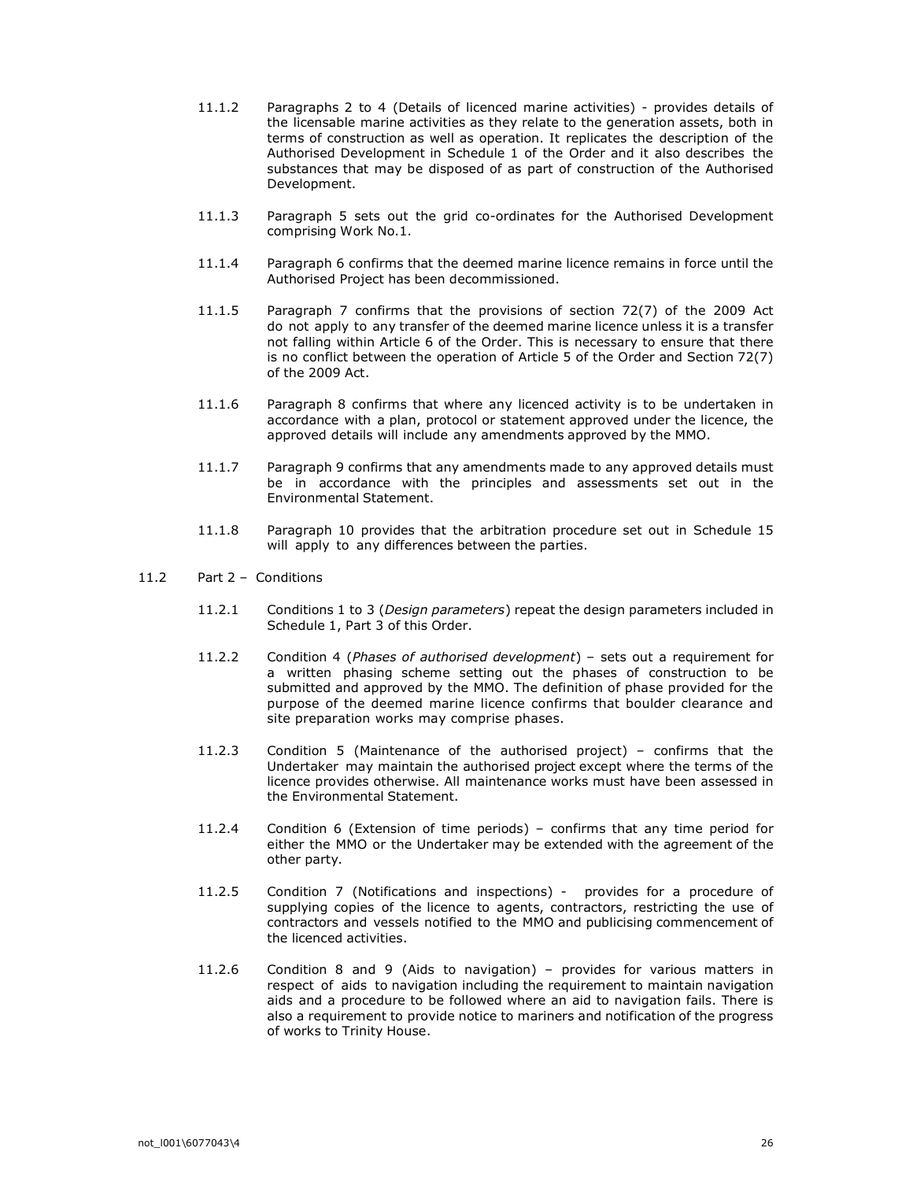11.1.2 Paragraphs 2 to 4 (Details of licenced marine activities) - provides details of the licensable marine activities as they relate to the generation assets, both in terms of construction as well as operation. It replicates the description of the Authorised Development in Schedule 1 of the Order and it also describes the substances that may be disposed of as part of construction of the Authorised Development.

11.1.3 Paragraph 5 sets out the grid co-ordinates for the Authorised Development comprising Work No.1.

11.1.4 Paragraph 6 confirms that the deemed marine licence remains in force until the Authorised Project has been decommissioned.

11.1.5 Paragraph 7 confirms that the provisions of section 72(7) of the 2009 Act do not apply to any transfer of the deemed marine licence unless it is a transfer not falling within Article 6 of the Order. This is necessary to ensure that there is no conflict between the operation of Article 5 of the Order and Section 72(7) of the 2009 Act.

11.1.6 Paragraph 8 confirms that where any licenced activity is to be undertaken in accordance with a plan, protocol or statement approved under the licence, the approved details will include any amendments approved by the MMO.

11.1.7 Paragraph 9 confirms that any amendments made to any approved details must be in accordance with the principles and assessments set out in the Environmental Statement.

11.1.8 Paragraph 10 provides that the arbitration procedure set out in Schedule 15 will apply to any differences between the parties.

11.2 Part 2 – Conditions

11.2.1 Conditions 1 to 3 (*Design parameters*) repeat the design parameters included in Schedule 1, Part 3 of this Order.

11.2.2 Condition 4 (*Phases of authorised development*) – sets out a requirement for a written phasing scheme setting out the phases of construction to be submitted and approved by the MMO. The definition of phase provided for the purpose of the deemed marine licence confirms that boulder clearance and site preparation works may comprise phases.

11.2.3 Condition 5 (Maintenance of the authorised project) – confirms that the Undertaker may maintain the authorised project except where the terms of the licence provides otherwise. All maintenance works must have been assessed in the Environmental Statement.

11.2.4 Condition 6 (Extension of time periods) – confirms that any time period for either the MMO or the Undertaker may be extended with the agreement of the other party.

11.2.5 Condition 7 (Notifications and inspections) - provides for a procedure of supplying copies of the licence to agents, contractors, restricting the use of contractors and vessels notified to the MMO and publicising commencement of the licenced activities.

11.2.6 Condition 8 and 9 (Aids to navigation) – provides for various matters in respect of aids to navigation including the requirement to maintain navigation aids and a procedure to be followed where an aid to navigation fails. There is also a requirement to provide notice to mariners and notification of the progress of works to Trinity House.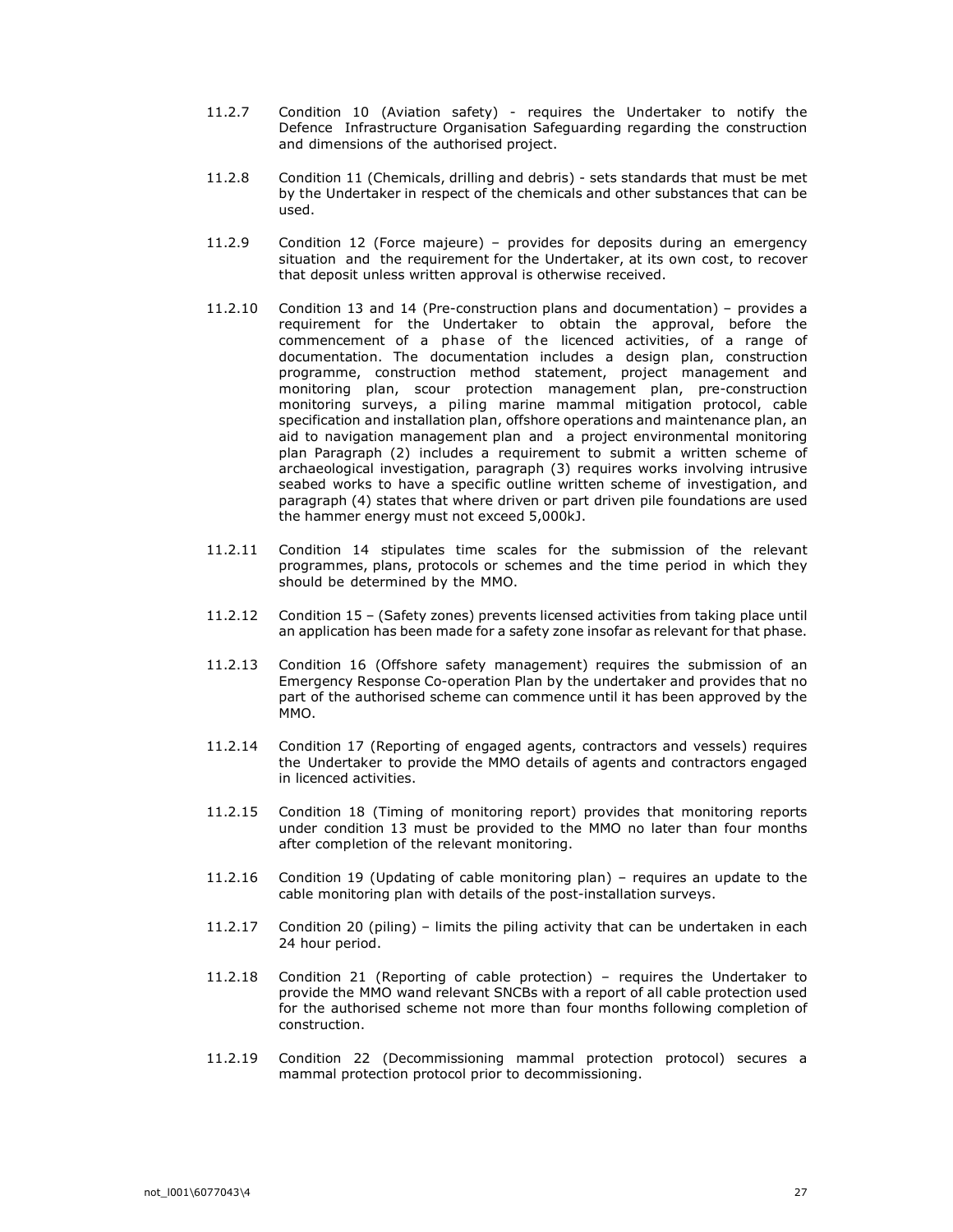11.2.7 Condition 10 (Aviation safety) - requires the Undertaker to notify the Defence Infrastructure Organisation Safeguarding regarding the construction and dimensions of the authorised project.

11.2.8 Condition 11 (Chemicals, drilling and debris) - sets standards that must be met by the Undertaker in respect of the chemicals and other substances that can be used.

11.2.9 Condition 12 (Force majeure) – provides for deposits during an emergency situation and the requirement for the Undertaker, at its own cost, to recover that deposit unless written approval is otherwise received.

11.2.10 Condition 13 and 14 (Pre-construction plans and documentation) – provides a requirement for the Undertaker to obtain the approval, before the commencement of a phase of the licenced activities, of a range of documentation. The documentation includes a design plan, construction programme, construction method statement, project management and monitoring plan, scour protection management plan, pre-construction monitoring surveys, a piling marine mammal mitigation protocol, cable specification and installation plan, offshore operations and maintenance plan, an aid to navigation management plan and a project environmental monitoring plan Paragraph (2) includes a requirement to submit a written scheme of archaeological investigation, paragraph (3) requires works involving intrusive seabed works to have a specific outline written scheme of investigation, and paragraph (4) states that where driven or part driven pile foundations are used the hammer energy must not exceed 5,000kJ.

11.2.11 Condition 14 stipulates time scales for the submission of the relevant programmes, plans, protocols or schemes and the time period in which they should be determined by the MMO.

11.2.12 Condition 15 – (Safety zones) prevents licensed activities from taking place until an application has been made for a safety zone insofar as relevant for that phase.

11.2.13 Condition 16 (Offshore safety management) requires the submission of an Emergency Response Co-operation Plan by the undertaker and provides that no part of the authorised scheme can commence until it has been approved by the MMO.

11.2.14 Condition 17 (Reporting of engaged agents, contractors and vessels) requires the Undertaker to provide the MMO details of agents and contractors engaged in licenced activities.

11.2.15 Condition 18 (Timing of monitoring report) provides that monitoring reports under condition 13 must be provided to the MMO no later than four months after completion of the relevant monitoring.

11.2.16 Condition 19 (Updating of cable monitoring plan) – requires an update to the cable monitoring plan with details of the post-installation surveys.

11.2.17 Condition 20 (piling) – limits the piling activity that can be undertaken in each 24 hour period.

11.2.18 Condition 21 (Reporting of cable protection) – requires the Undertaker to provide the MMO wand relevant SNCBs with a report of all cable protection used for the authorised scheme not more than four months following completion of construction.

11.2.19 Condition 22 (Decommissioning mammal protection protocol) secures a mammal protection protocol prior to decommissioning.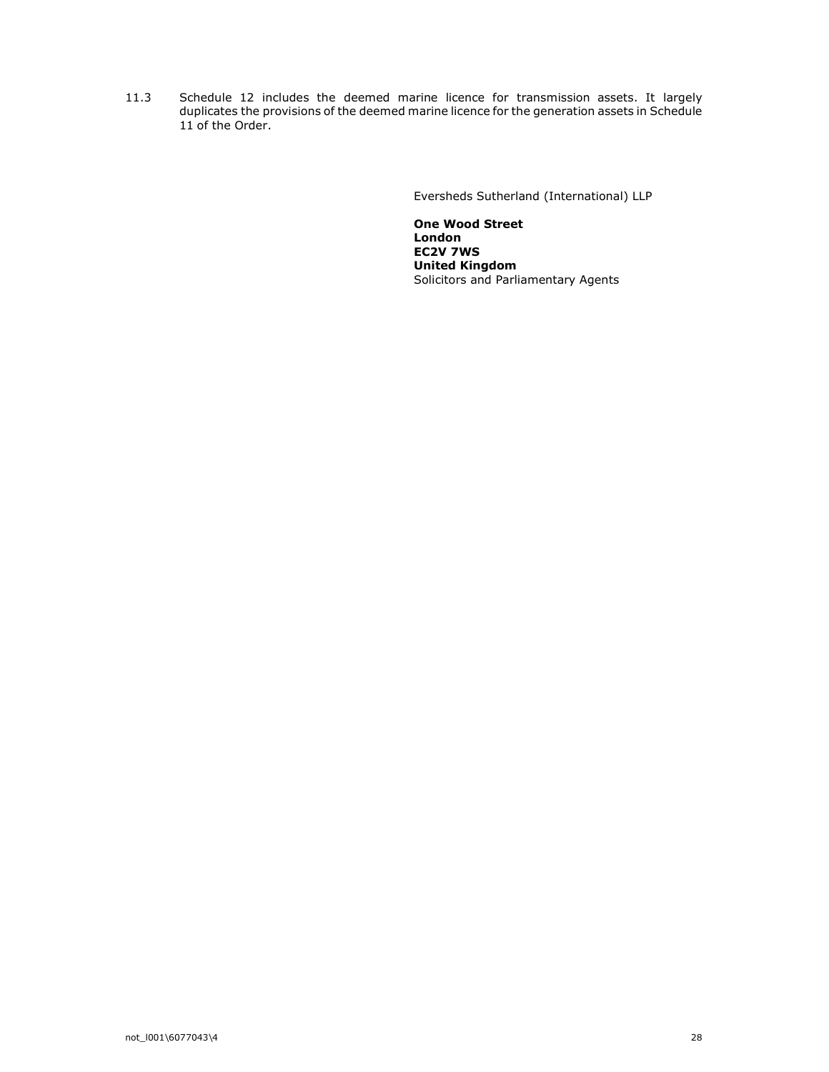11.3 Schedule 12 includes the deemed marine licence for transmission assets. It largely duplicates the provisions of the deemed marine licence for the generation assets in Schedule 11 of the Order.

Eversheds Sutherland (International) LLP

**One Wood Street**
**London**
**EC2V 7WS**
**United Kingdom**
Solicitors and Parliamentary Agents

not_l001\6077043\4